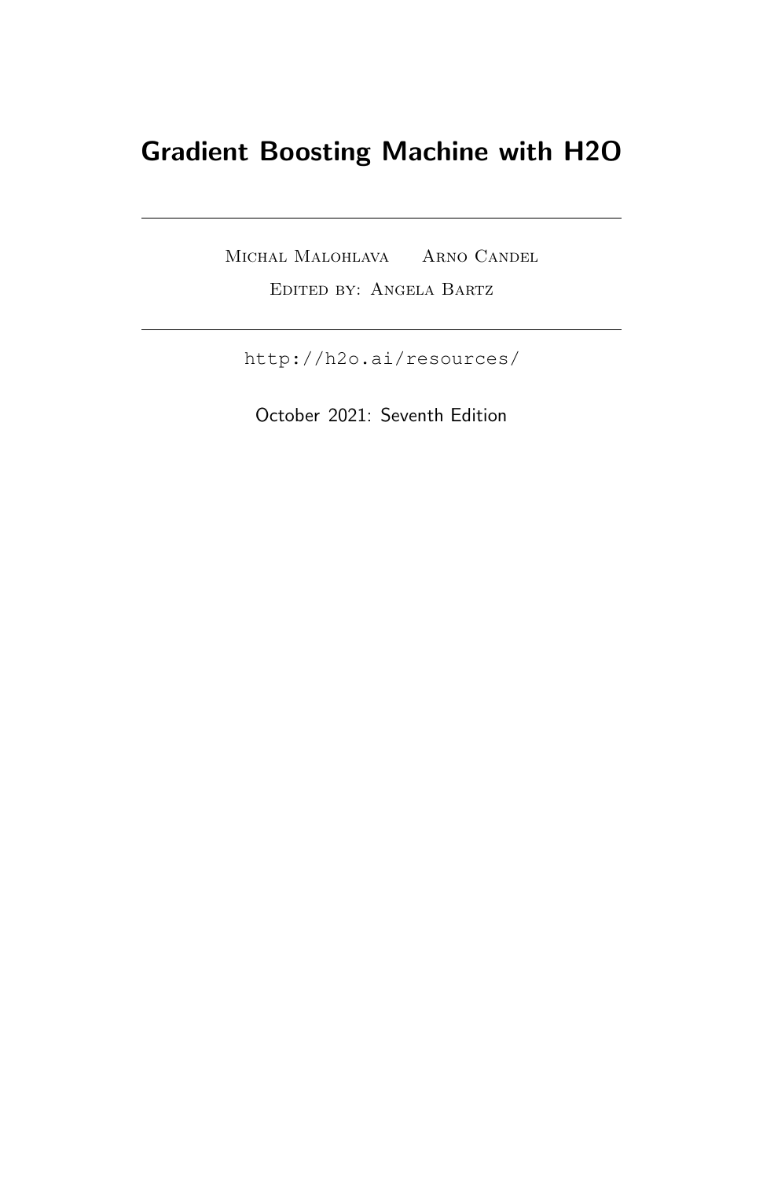# Gradient Boosting Machine with H2O

Michal Malohlava   Arno Candel

Edited by: Angela Bartz

http://h2o.ai/resources/

October 2021: Seventh Edition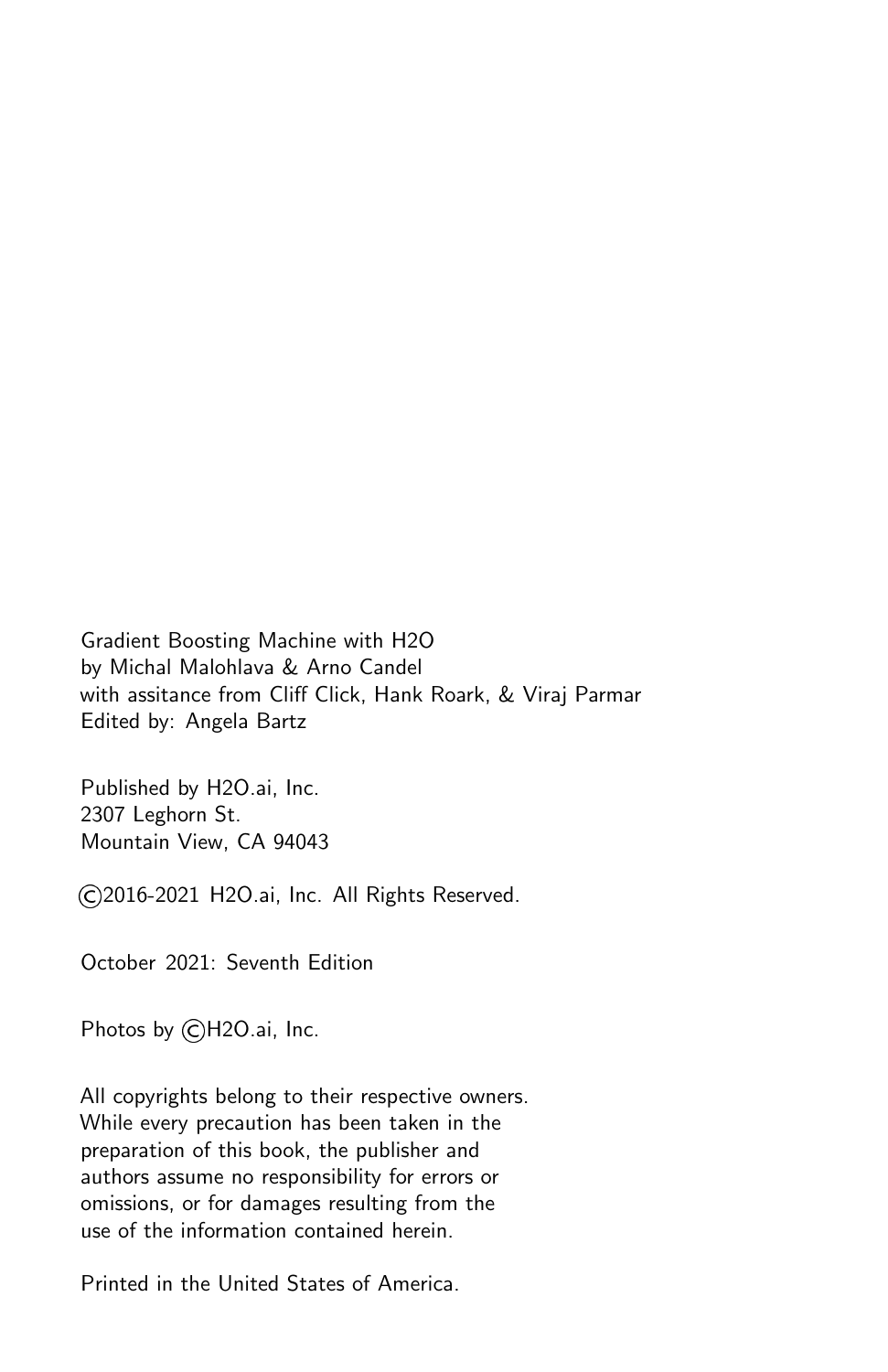Gradient Boosting Machine with H2O
by Michal Malohlava & Arno Candel
with assitance from Cliff Click, Hank Roark, & Viraj Parmar
Edited by: Angela Bartz

Published by H2O.ai, Inc.
2307 Leghorn St.
Mountain View, CA 94043

©2016-2021 H2O.ai, Inc. All Rights Reserved.

October 2021: Seventh Edition

Photos by ©H2O.ai, Inc.

All copyrights belong to their respective owners.
While every precaution has been taken in the
preparation of this book, the publisher and
authors assume no responsibility for errors or
omissions, or for damages resulting from the
use of the information contained herein.

Printed in the United States of America.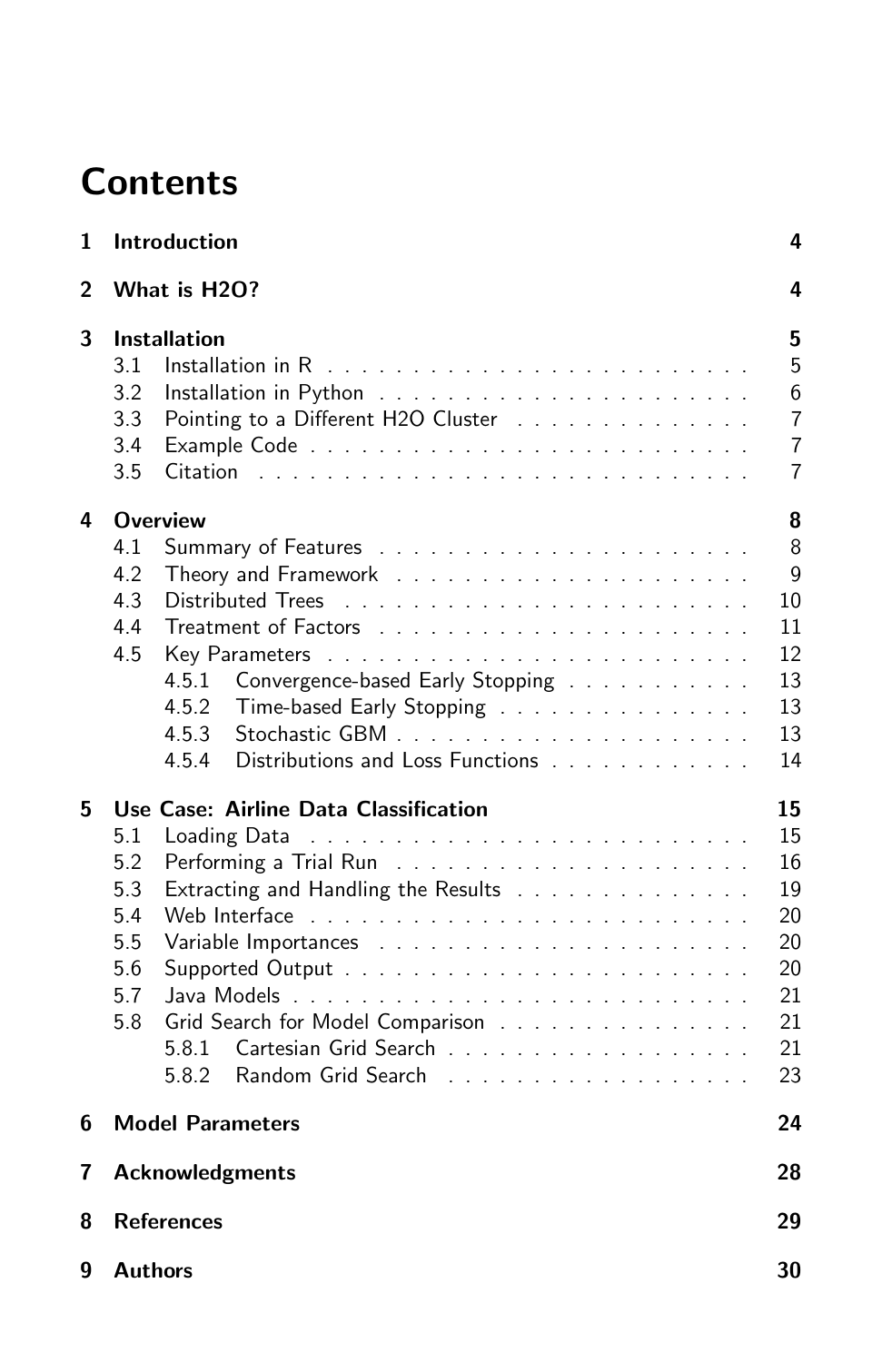# Contents

**1 Introduction** **4**

**2 What is H2O?** **4**

**3 Installation** **5**

- 3.1 Installation in R . . . 5
- 3.2 Installation in Python . . . 6
- 3.3 Pointing to a Different H2O Cluster . . . 7
- 3.4 Example Code . . . 7
- 3.5 Citation . . . 7

**4 Overview** **8**

- 4.1 Summary of Features . . . 8
- 4.2 Theory and Framework . . . 9
- 4.3 Distributed Trees . . . 10
- 4.4 Treatment of Factors . . . 11
- 4.5 Key Parameters . . . 12
  - 4.5.1 Convergence-based Early Stopping . . . 13
  - 4.5.2 Time-based Early Stopping . . . 13
  - 4.5.3 Stochastic GBM . . . 13
  - 4.5.4 Distributions and Loss Functions . . . 14

**5 Use Case: Airline Data Classification** **15**

- 5.1 Loading Data . . . 15
- 5.2 Performing a Trial Run . . . 16
- 5.3 Extracting and Handling the Results . . . 19
- 5.4 Web Interface . . . 20
- 5.5 Variable Importances . . . 20
- 5.6 Supported Output . . . 20
- 5.7 Java Models . . . 21
- 5.8 Grid Search for Model Comparison . . . 21
  - 5.8.1 Cartesian Grid Search . . . 21
  - 5.8.2 Random Grid Search . . . 23

**6 Model Parameters** **24**

**7 Acknowledgments** **28**

**8 References** **29**

**9 Authors** **30**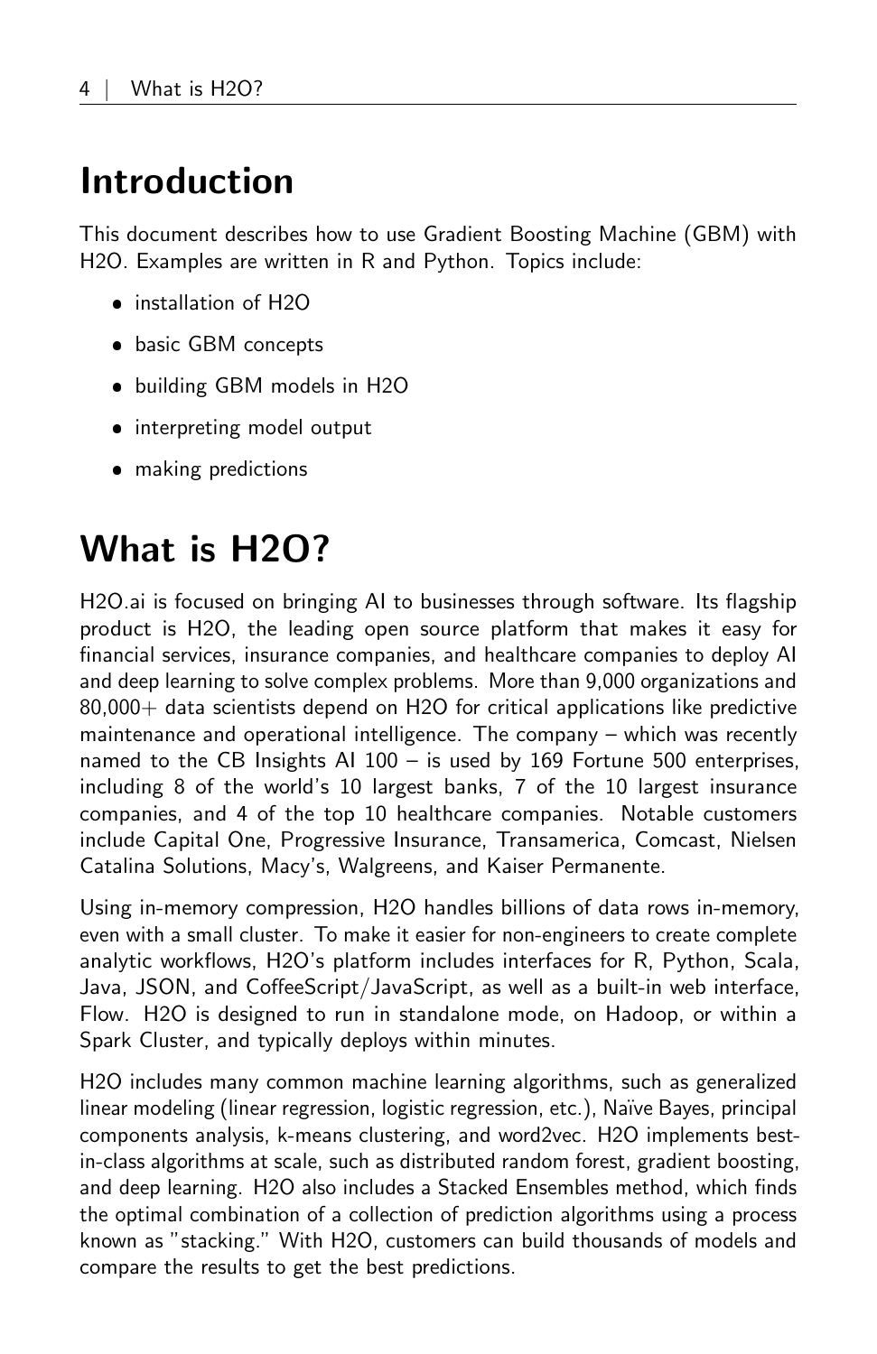# Introduction

This document describes how to use Gradient Boosting Machine (GBM) with H2O. Examples are written in R and Python. Topics include:

- installation of H2O
- basic GBM concepts
- building GBM models in H2O
- interpreting model output
- making predictions

# What is H2O?

H2O.ai is focused on bringing AI to businesses through software. Its flagship product is H2O, the leading open source platform that makes it easy for financial services, insurance companies, and healthcare companies to deploy AI and deep learning to solve complex problems. More than 9,000 organizations and 80,000+ data scientists depend on H2O for critical applications like predictive maintenance and operational intelligence. The company – which was recently named to the CB Insights AI 100 – is used by 169 Fortune 500 enterprises, including 8 of the world's 10 largest banks, 7 of the 10 largest insurance companies, and 4 of the top 10 healthcare companies. Notable customers include Capital One, Progressive Insurance, Transamerica, Comcast, Nielsen Catalina Solutions, Macy's, Walgreens, and Kaiser Permanente.

Using in-memory compression, H2O handles billions of data rows in-memory, even with a small cluster. To make it easier for non-engineers to create complete analytic workflows, H2O's platform includes interfaces for R, Python, Scala, Java, JSON, and CoffeeScript/JavaScript, as well as a built-in web interface, Flow. H2O is designed to run in standalone mode, on Hadoop, or within a Spark Cluster, and typically deploys within minutes.

H2O includes many common machine learning algorithms, such as generalized linear modeling (linear regression, logistic regression, etc.), Naïve Bayes, principal components analysis, k-means clustering, and word2vec. H2O implements best-in-class algorithms at scale, such as distributed random forest, gradient boosting, and deep learning. H2O also includes a Stacked Ensembles method, which finds the optimal combination of a collection of prediction algorithms using a process known as "stacking." With H2O, customers can build thousands of models and compare the results to get the best predictions.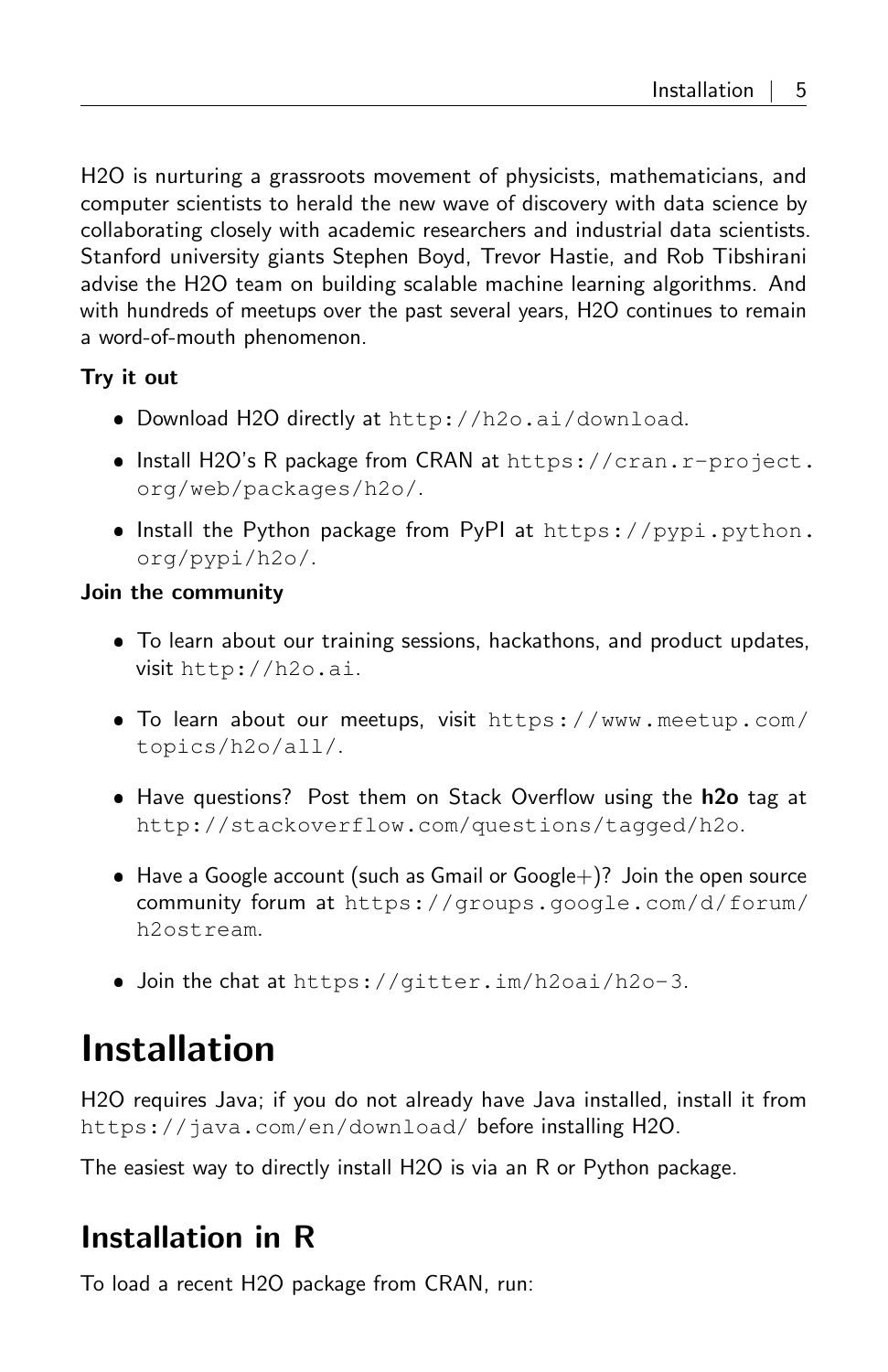H2O is nurturing a grassroots movement of physicists, mathematicians, and computer scientists to herald the new wave of discovery with data science by collaborating closely with academic researchers and industrial data scientists. Stanford university giants Stephen Boyd, Trevor Hastie, and Rob Tibshirani advise the H2O team on building scalable machine learning algorithms. And with hundreds of meetups over the past several years, H2O continues to remain a word-of-mouth phenomenon.

**Try it out**

- Download H2O directly at `http://h2o.ai/download`.
- Install H2O's R package from CRAN at `https://cran.r-project.org/web/packages/h2o/`.
- Install the Python package from PyPI at `https://pypi.python.org/pypi/h2o/`.

**Join the community**

- To learn about our training sessions, hackathons, and product updates, visit `http://h2o.ai`.
- To learn about our meetups, visit `https://www.meetup.com/topics/h2o/all/`.
- Have questions? Post them on Stack Overflow using the **h2o** tag at `http://stackoverflow.com/questions/tagged/h2o`.
- Have a Google account (such as Gmail or Google+)? Join the open source community forum at `https://groups.google.com/d/forum/h2ostream`.
- Join the chat at `https://gitter.im/h2oai/h2o-3`.

# Installation

H2O requires Java; if you do not already have Java installed, install it from `https://java.com/en/download/` before installing H2O.

The easiest way to directly install H2O is via an R or Python package.

## Installation in R

To load a recent H2O package from CRAN, run: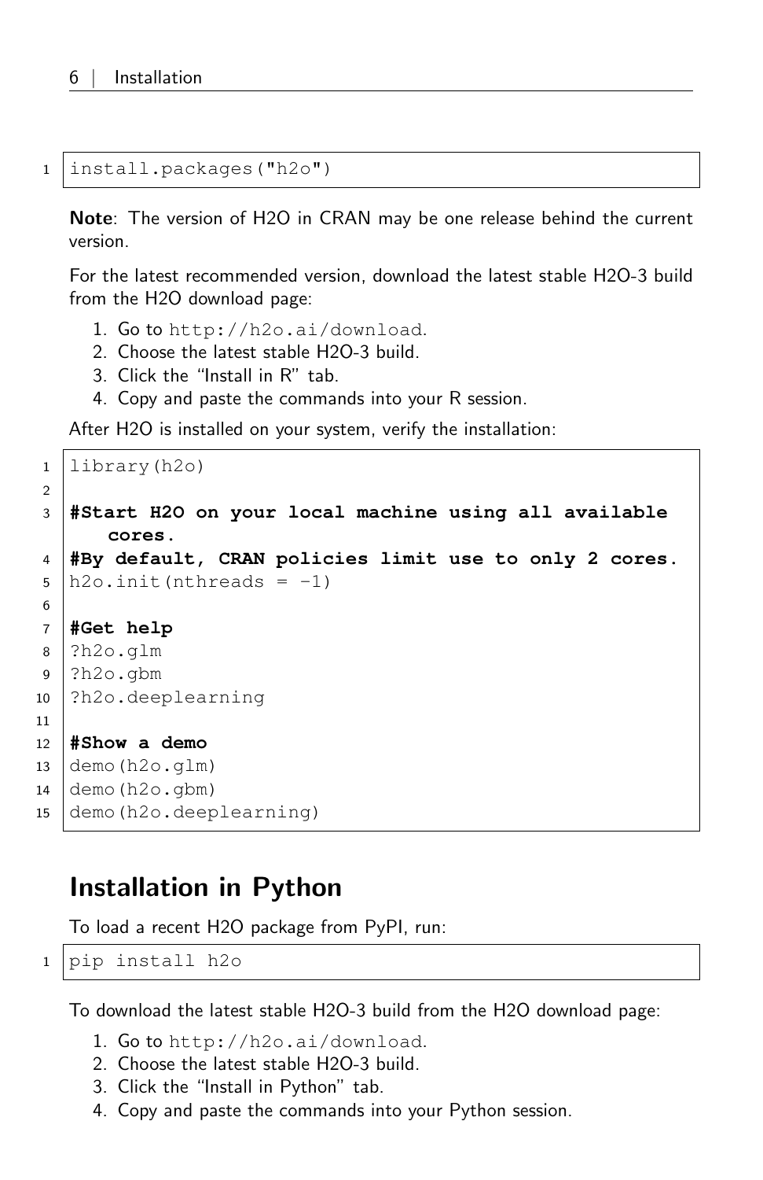```
install.packages("h2o")
```

**Note**: The version of H2O in CRAN may be one release behind the current version.

For the latest recommended version, download the latest stable H2O-3 build from the H2O download page:

1. Go to `http://h2o.ai/download`.
2. Choose the latest stable H2O-3 build.
3. Click the "Install in R" tab.
4. Copy and paste the commands into your R session.

After H2O is installed on your system, verify the installation:

```
library(h2o)

#Start H2O on your local machine using all available cores.
#By default, CRAN policies limit use to only 2 cores.
h2o.init(nthreads = -1)

#Get help
?h2o.glm
?h2o.gbm
?h2o.deeplearning

#Show a demo
demo(h2o.glm)
demo(h2o.gbm)
demo(h2o.deeplearning)
```

## Installation in Python

To load a recent H2O package from PyPI, run:

```
pip install h2o
```

To download the latest stable H2O-3 build from the H2O download page:

1. Go to `http://h2o.ai/download`.
2. Choose the latest stable H2O-3 build.
3. Click the "Install in Python" tab.
4. Copy and paste the commands into your Python session.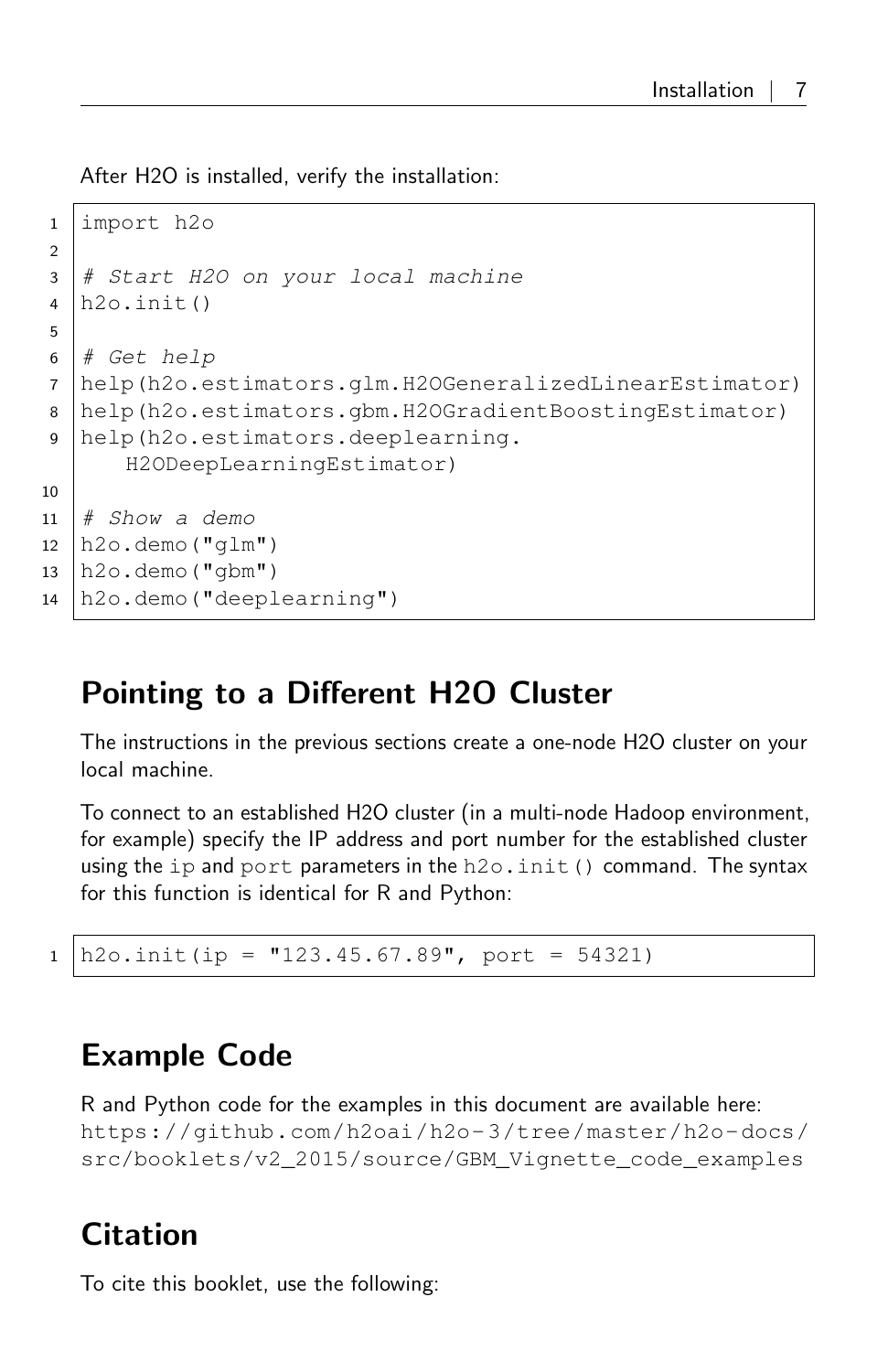After H2O is installed, verify the installation:

```
import h2o

# Start H2O on your local machine
h2o.init()

# Get help
help(h2o.estimators.glm.H2OGeneralizedLinearEstimator)
help(h2o.estimators.gbm.H2OGradientBoostingEstimator)
help(h2o.estimators.deeplearning.
    H2ODeepLearningEstimator)

# Show a demo
h2o.demo("glm")
h2o.demo("gbm")
h2o.demo("deeplearning")
```

## Pointing to a Different H2O Cluster

The instructions in the previous sections create a one-node H2O cluster on your local machine.

To connect to an established H2O cluster (in a multi-node Hadoop environment, for example) specify the IP address and port number for the established cluster using the `ip` and `port` parameters in the `h2o.init()` command. The syntax for this function is identical for R and Python:

```
h2o.init(ip = "123.45.67.89", port = 54321)
```

## Example Code

R and Python code for the examples in this document are available here:
https://github.com/h2oai/h2o-3/tree/master/h2o-docs/src/booklets/v2_2015/source/GBM_Vignette_code_examples

## Citation

To cite this booklet, use the following: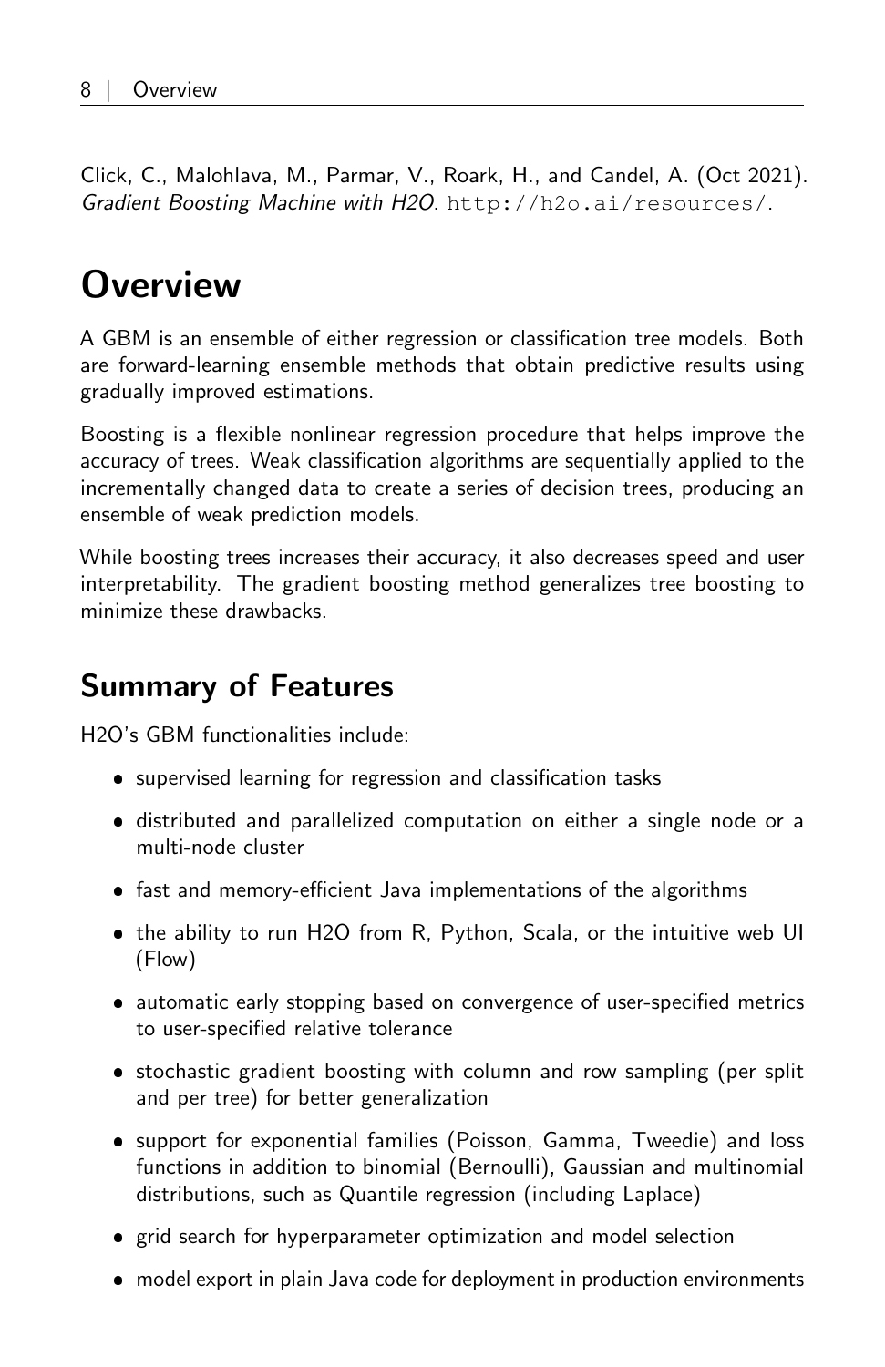Click, C., Malohlava, M., Parmar, V., Roark, H., and Candel, A. (Oct 2021). *Gradient Boosting Machine with H2O*. http://h2o.ai/resources/.

# Overview

A GBM is an ensemble of either regression or classification tree models. Both are forward-learning ensemble methods that obtain predictive results using gradually improved estimations.

Boosting is a flexible nonlinear regression procedure that helps improve the accuracy of trees. Weak classification algorithms are sequentially applied to the incrementally changed data to create a series of decision trees, producing an ensemble of weak prediction models.

While boosting trees increases their accuracy, it also decreases speed and user interpretability. The gradient boosting method generalizes tree boosting to minimize these drawbacks.

## Summary of Features

H2O's GBM functionalities include:

- supervised learning for regression and classification tasks
- distributed and parallelized computation on either a single node or a multi-node cluster
- fast and memory-efficient Java implementations of the algorithms
- the ability to run H2O from R, Python, Scala, or the intuitive web UI (Flow)
- automatic early stopping based on convergence of user-specified metrics to user-specified relative tolerance
- stochastic gradient boosting with column and row sampling (per split and per tree) for better generalization
- support for exponential families (Poisson, Gamma, Tweedie) and loss functions in addition to binomial (Bernoulli), Gaussian and multinomial distributions, such as Quantile regression (including Laplace)
- grid search for hyperparameter optimization and model selection
- model export in plain Java code for deployment in production environments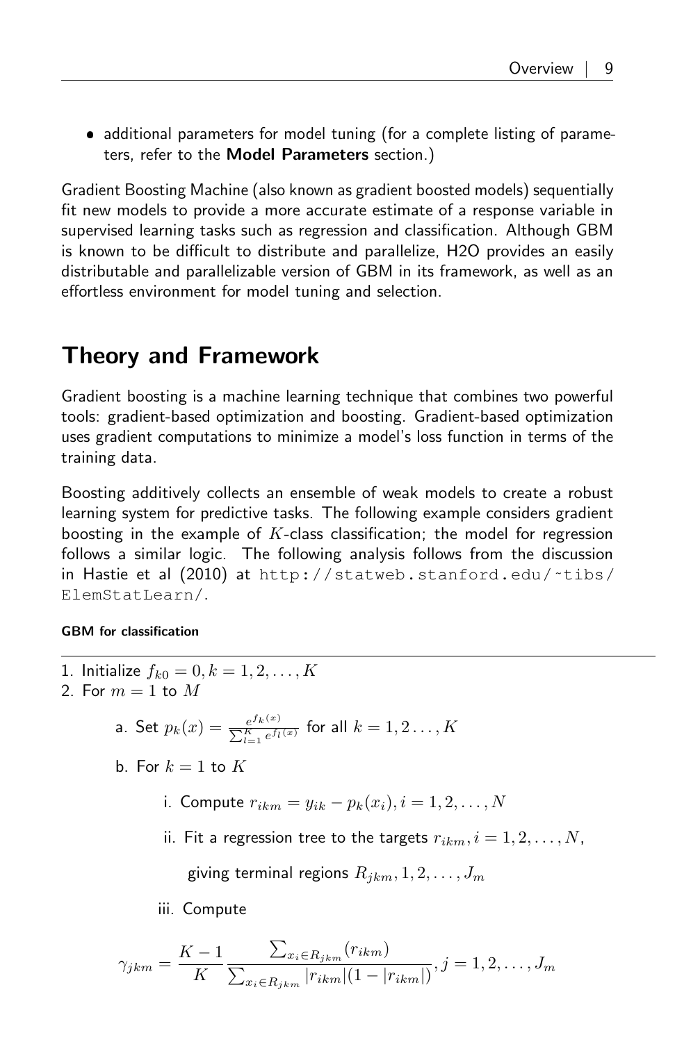- additional parameters for model tuning (for a complete listing of parameters, refer to the **Model Parameters** section.)

Gradient Boosting Machine (also known as gradient boosted models) sequentially fit new models to provide a more accurate estimate of a response variable in supervised learning tasks such as regression and classification. Although GBM is known to be difficult to distribute and parallelize, H2O provides an easily distributable and parallelizable version of GBM in its framework, as well as an effortless environment for model tuning and selection.

## Theory and Framework

Gradient boosting is a machine learning technique that combines two powerful tools: gradient-based optimization and boosting. Gradient-based optimization uses gradient computations to minimize a model's loss function in terms of the training data.

Boosting additively collects an ensemble of weak models to create a robust learning system for predictive tasks. The following example considers gradient boosting in the example of $K$-class classification; the model for regression follows a similar logic. The following analysis follows from the discussion in Hastie et al (2010) at http://statweb.stanford.edu/~tibs/ElemStatLearn/.

#### GBM for classification

1. Initialize $f_{k0} = 0, k = 1, 2, \ldots, K$
2. For $m = 1$ to $M$

   a. Set $p_k(x) = \frac{e^{f_k(x)}}{\sum_{l=1}^{K} e^{f_l(x)}}$ for all $k = 1, 2 \ldots, K$

   b. For $k = 1$ to $K$

      i. Compute $r_{ikm} = y_{ik} - p_k(x_i), i = 1, 2, \ldots, N$

      ii. Fit a regression tree to the targets $r_{ikm}, i = 1, 2, \ldots, N$,

      giving terminal regions $R_{jkm}, 1, 2, \ldots, J_m$

      iii. Compute

$$\gamma_{jkm} = \frac{K-1}{K} \frac{\sum_{x_i \in R_{jkm}} (r_{ikm})}{\sum_{x_i \in R_{jkm}} |r_{ikm}|(1 - |r_{ikm}|)}, j = 1, 2, \ldots, J_m$$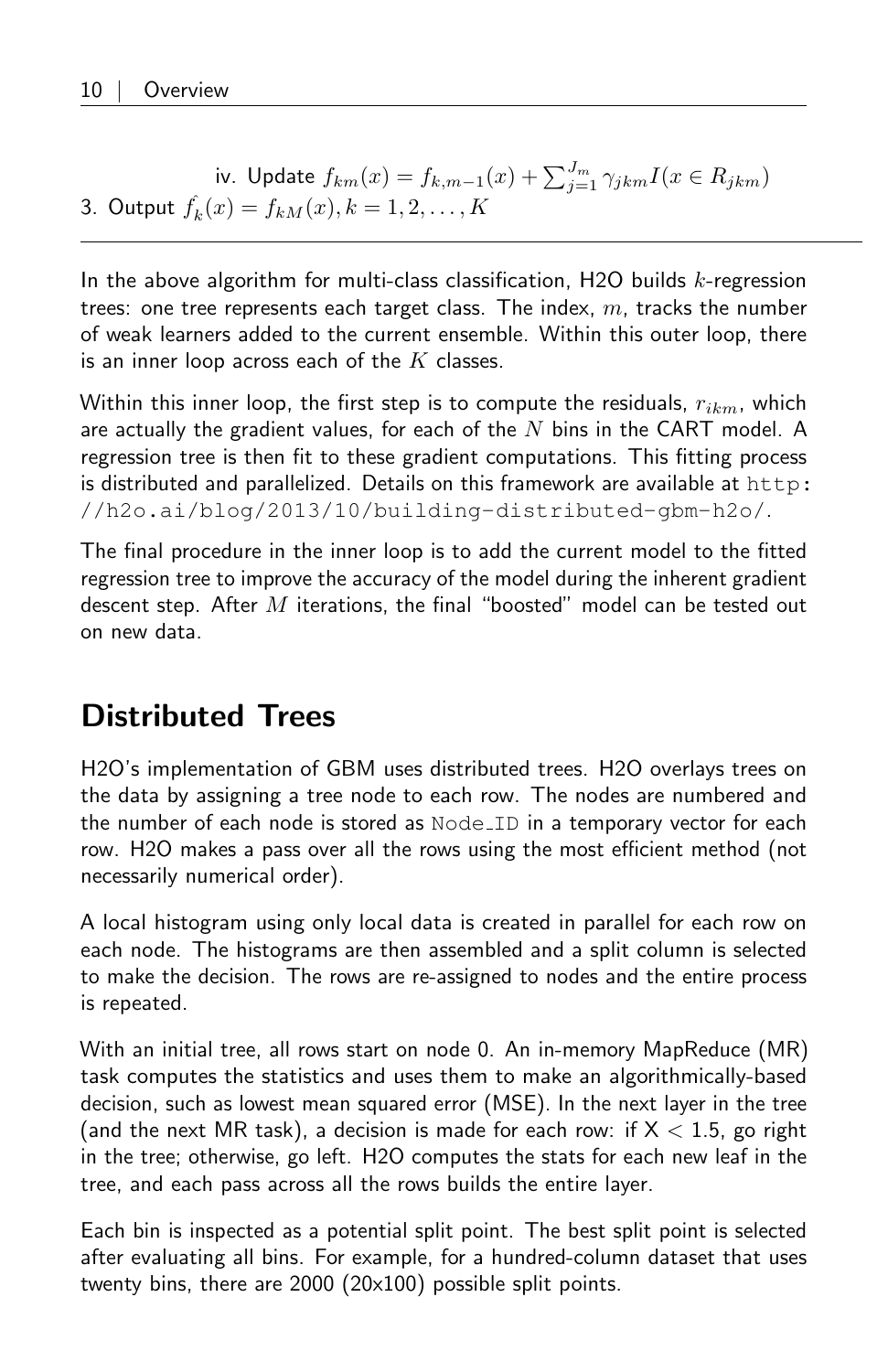iv. Update $f_{km}(x) = f_{k,m-1}(x) + \sum_{j=1}^{J_m} \gamma_{jkm} I(x \in R_{jkm})$

3. Output $\hat{f_k}(x) = f_{kM}(x), k = 1, 2, \ldots, K$

---

In the above algorithm for multi-class classification, H2O builds $k$-regression trees: one tree represents each target class. The index, $m$, tracks the number of weak learners added to the current ensemble. Within this outer loop, there is an inner loop across each of the $K$ classes.

Within this inner loop, the first step is to compute the residuals, $r_{ikm}$, which are actually the gradient values, for each of the $N$ bins in the CART model. A regression tree is then fit to these gradient computations. This fitting process is distributed and parallelized. Details on this framework are available at `http://h2o.ai/blog/2013/10/building-distributed-gbm-h2o/`.

The final procedure in the inner loop is to add the current model to the fitted regression tree to improve the accuracy of the model during the inherent gradient descent step. After $M$ iterations, the final "boosted" model can be tested out on new data.

## Distributed Trees

H2O's implementation of GBM uses distributed trees. H2O overlays trees on the data by assigning a tree node to each row. The nodes are numbered and the number of each node is stored as `Node_ID` in a temporary vector for each row. H2O makes a pass over all the rows using the most efficient method (not necessarily numerical order).

A local histogram using only local data is created in parallel for each row on each node. The histograms are then assembled and a split column is selected to make the decision. The rows are re-assigned to nodes and the entire process is repeated.

With an initial tree, all rows start on node 0. An in-memory MapReduce (MR) task computes the statistics and uses them to make an algorithmically-based decision, such as lowest mean squared error (MSE). In the next layer in the tree (and the next MR task), a decision is made for each row: if $X < 1.5$, go right in the tree; otherwise, go left. H2O computes the stats for each new leaf in the tree, and each pass across all the rows builds the entire layer.

Each bin is inspected as a potential split point. The best split point is selected after evaluating all bins. For example, for a hundred-column dataset that uses twenty bins, there are 2000 (20x100) possible split points.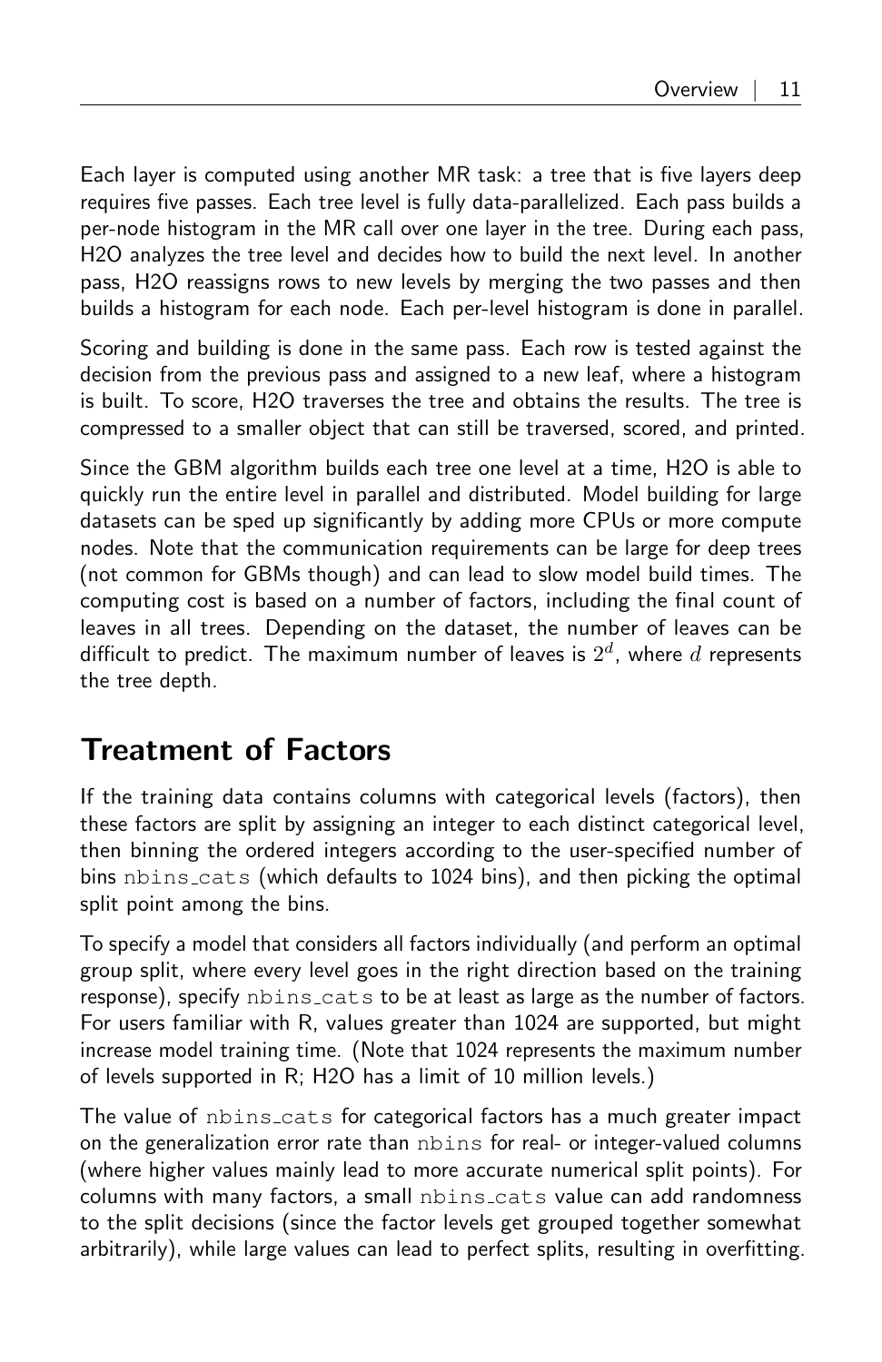Each layer is computed using another MR task: a tree that is five layers deep requires five passes. Each tree level is fully data-parallelized. Each pass builds a per-node histogram in the MR call over one layer in the tree. During each pass, H2O analyzes the tree level and decides how to build the next level. In another pass, H2O reassigns rows to new levels by merging the two passes and then builds a histogram for each node. Each per-level histogram is done in parallel.

Scoring and building is done in the same pass. Each row is tested against the decision from the previous pass and assigned to a new leaf, where a histogram is built. To score, H2O traverses the tree and obtains the results. The tree is compressed to a smaller object that can still be traversed, scored, and printed.

Since the GBM algorithm builds each tree one level at a time, H2O is able to quickly run the entire level in parallel and distributed. Model building for large datasets can be sped up significantly by adding more CPUs or more compute nodes. Note that the communication requirements can be large for deep trees (not common for GBMs though) and can lead to slow model build times. The computing cost is based on a number of factors, including the final count of leaves in all trees. Depending on the dataset, the number of leaves can be difficult to predict. The maximum number of leaves is $2^d$, where $d$ represents the tree depth.

## Treatment of Factors

If the training data contains columns with categorical levels (factors), then these factors are split by assigning an integer to each distinct categorical level, then binning the ordered integers according to the user-specified number of bins `nbins_cats` (which defaults to 1024 bins), and then picking the optimal split point among the bins.

To specify a model that considers all factors individually (and perform an optimal group split, where every level goes in the right direction based on the training response), specify `nbins_cats` to be at least as large as the number of factors. For users familiar with R, values greater than 1024 are supported, but might increase model training time. (Note that 1024 represents the maximum number of levels supported in R; H2O has a limit of 10 million levels.)

The value of `nbins_cats` for categorical factors has a much greater impact on the generalization error rate than `nbins` for real- or integer-valued columns (where higher values mainly lead to more accurate numerical split points). For columns with many factors, a small `nbins_cats` value can add randomness to the split decisions (since the factor levels get grouped together somewhat arbitrarily), while large values can lead to perfect splits, resulting in overfitting.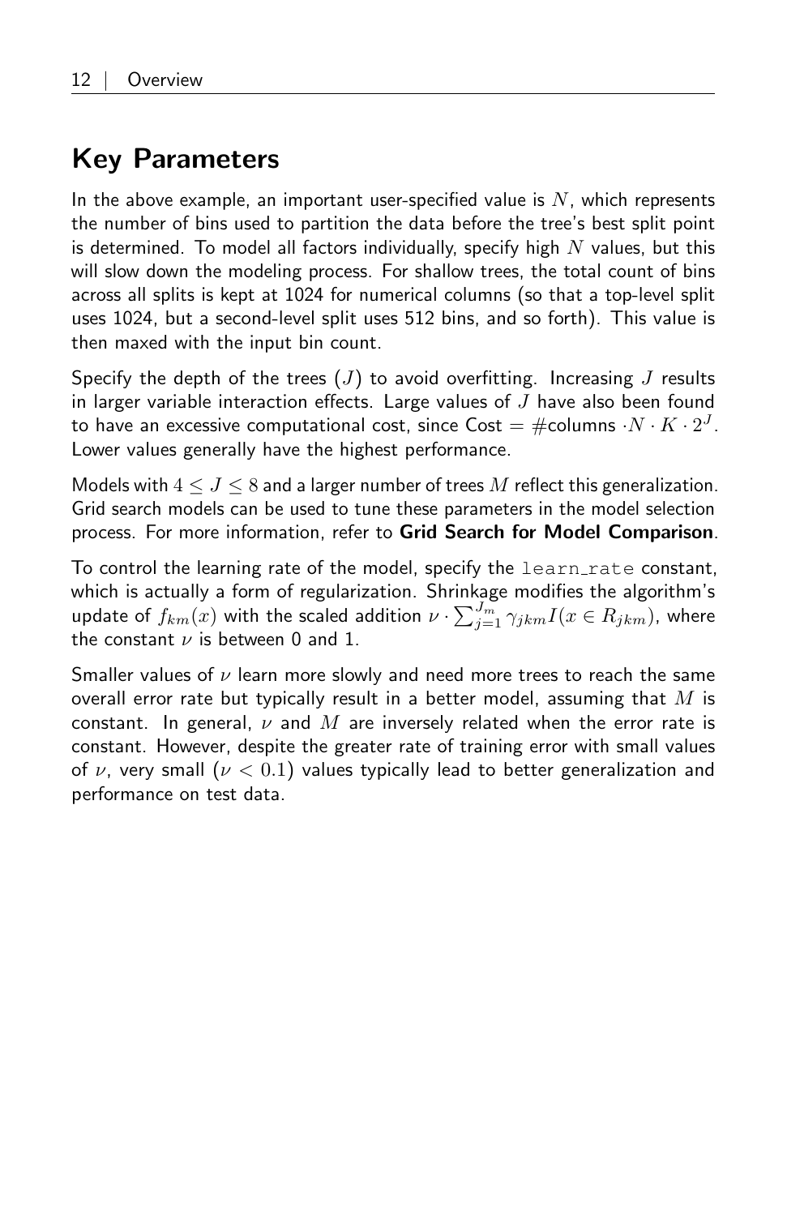## Key Parameters

In the above example, an important user-specified value is $N$, which represents the number of bins used to partition the data before the tree's best split point is determined. To model all factors individually, specify high $N$ values, but this will slow down the modeling process. For shallow trees, the total count of bins across all splits is kept at 1024 for numerical columns (so that a top-level split uses 1024, but a second-level split uses 512 bins, and so forth). This value is then maxed with the input bin count.

Specify the depth of the trees ($J$) to avoid overfitting. Increasing $J$ results in larger variable interaction effects. Large values of $J$ have also been found to have an excessive computational cost, since Cost $= \#\text{columns} \cdot N \cdot K \cdot 2^J$. Lower values generally have the highest performance.

Models with $4 \leq J \leq 8$ and a larger number of trees $M$ reflect this generalization. Grid search models can be used to tune these parameters in the model selection process. For more information, refer to **Grid Search for Model Comparison**.

To control the learning rate of the model, specify the `learn_rate` constant, which is actually a form of regularization. Shrinkage modifies the algorithm's update of $f_{km}(x)$ with the scaled addition $\nu \cdot \sum_{j=1}^{J_m} \gamma_{jkm} I(x \in R_{jkm})$, where the constant $\nu$ is between 0 and 1.

Smaller values of $\nu$ learn more slowly and need more trees to reach the same overall error rate but typically result in a better model, assuming that $M$ is constant. In general, $\nu$ and $M$ are inversely related when the error rate is constant. However, despite the greater rate of training error with small values of $\nu$, very small ($\nu < 0.1$) values typically lead to better generalization and performance on test data.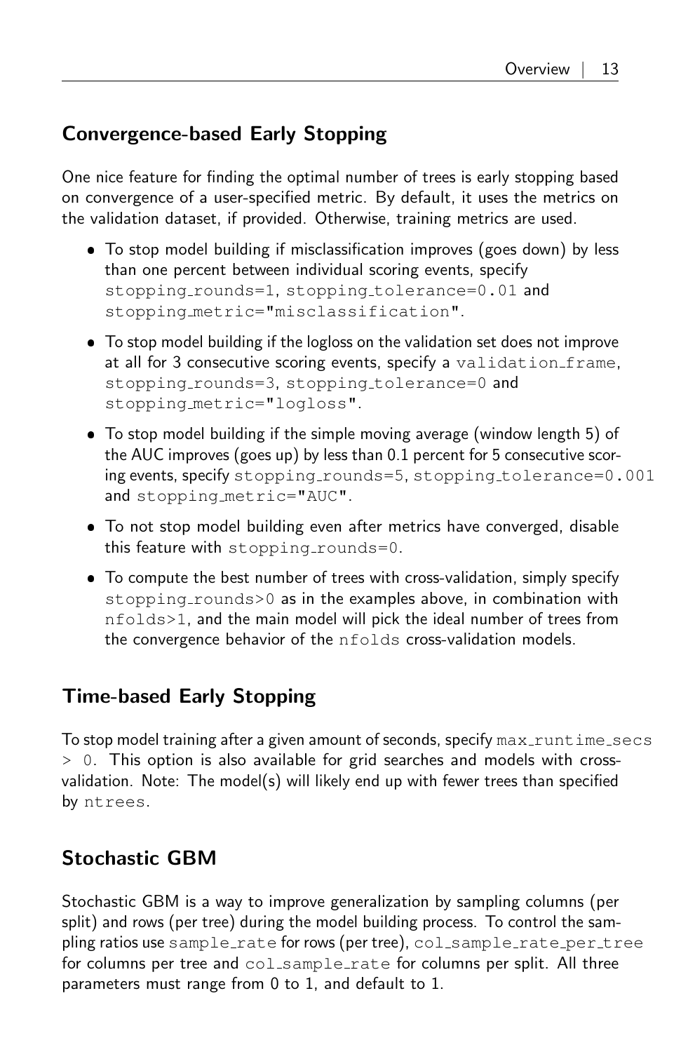## Convergence-based Early Stopping

One nice feature for finding the optimal number of trees is early stopping based on convergence of a user-specified metric. By default, it uses the metrics on the validation dataset, if provided. Otherwise, training metrics are used.

- To stop model building if misclassification improves (goes down) by less than one percent between individual scoring events, specify `stopping_rounds=1`, `stopping_tolerance=0.01` and `stopping_metric="misclassification"`.
- To stop model building if the logloss on the validation set does not improve at all for 3 consecutive scoring events, specify a `validation_frame`, `stopping_rounds=3`, `stopping_tolerance=0` and `stopping_metric="logloss"`.
- To stop model building if the simple moving average (window length 5) of the AUC improves (goes up) by less than 0.1 percent for 5 consecutive scoring events, specify `stopping_rounds=5`, `stopping_tolerance=0.001` and `stopping_metric="AUC"`.
- To not stop model building even after metrics have converged, disable this feature with `stopping_rounds=0`.
- To compute the best number of trees with cross-validation, simply specify `stopping_rounds>0` as in the examples above, in combination with `nfolds>1`, and the main model will pick the ideal number of trees from the convergence behavior of the `nfolds` cross-validation models.

## Time-based Early Stopping

To stop model training after a given amount of seconds, specify `max_runtime_secs > 0`. This option is also available for grid searches and models with cross-validation. Note: The model(s) will likely end up with fewer trees than specified by `ntrees`.

## Stochastic GBM

Stochastic GBM is a way to improve generalization by sampling columns (per split) and rows (per tree) during the model building process. To control the sampling ratios use `sample_rate` for rows (per tree), `col_sample_rate_per_tree` for columns per tree and `col_sample_rate` for columns per split. All three parameters must range from 0 to 1, and default to 1.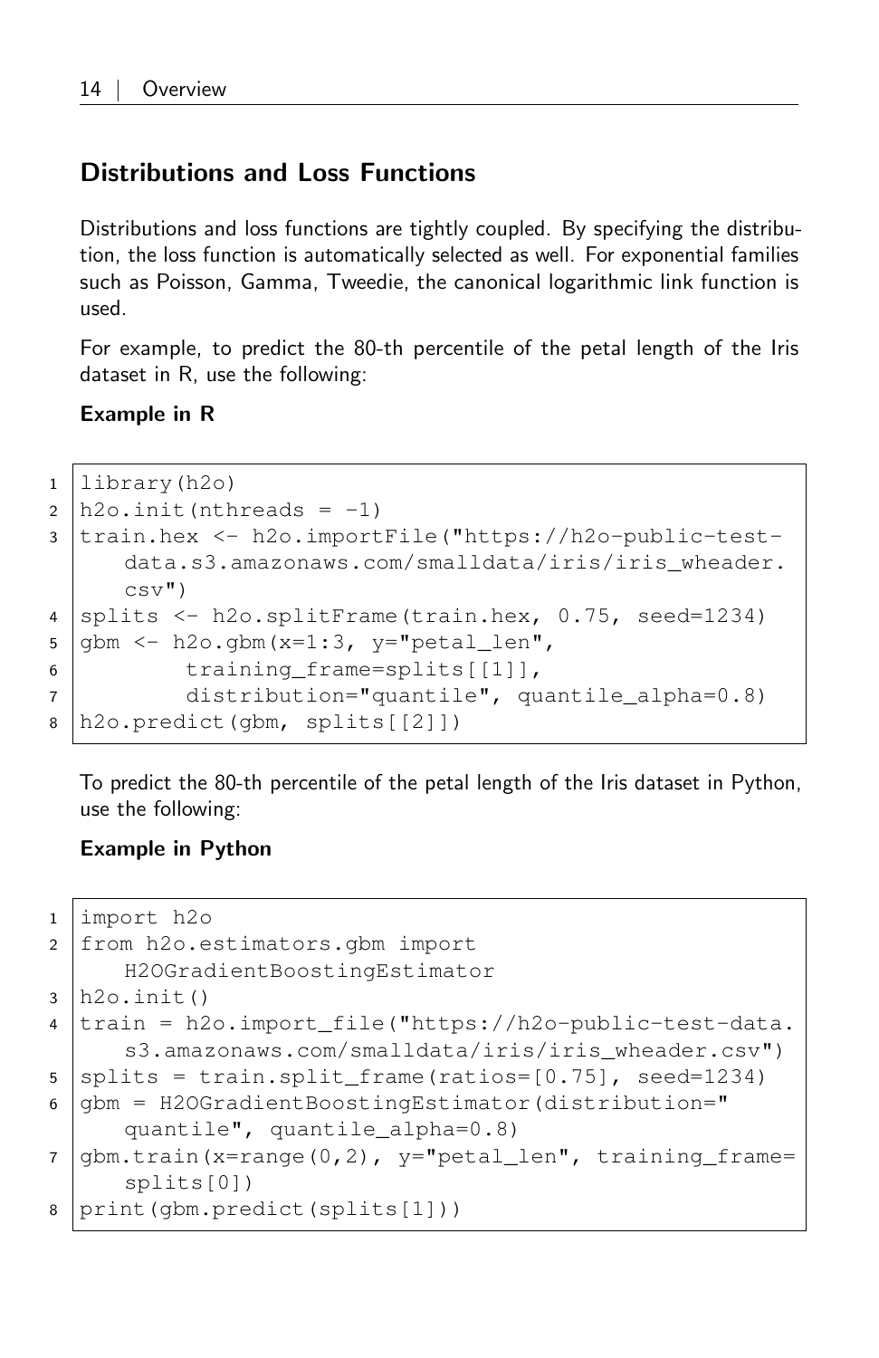## Distributions and Loss Functions

Distributions and loss functions are tightly coupled. By specifying the distribution, the loss function is automatically selected as well. For exponential families such as Poisson, Gamma, Tweedie, the canonical logarithmic link function is used.

For example, to predict the 80-th percentile of the petal length of the Iris dataset in R, use the following:

**Example in R**

```r
library(h2o)
h2o.init(nthreads = -1)
train.hex <- h2o.importFile("https://h2o-public-test-data.s3.amazonaws.com/smalldata/iris/iris_wheader.csv")
splits <- h2o.splitFrame(train.hex, 0.75, seed=1234)
gbm <- h2o.gbm(x=1:3, y="petal_len",
        training_frame=splits[[1]],
        distribution="quantile", quantile_alpha=0.8)
h2o.predict(gbm, splits[[2]])
```

To predict the 80-th percentile of the petal length of the Iris dataset in Python, use the following:

**Example in Python**

```python
import h2o
from h2o.estimators.gbm import H2OGradientBoostingEstimator
h2o.init()
train = h2o.import_file("https://h2o-public-test-data.s3.amazonaws.com/smalldata/iris/iris_wheader.csv")
splits = train.split_frame(ratios=[0.75], seed=1234)
gbm = H2OGradientBoostingEstimator(distribution="quantile", quantile_alpha=0.8)
gbm.train(x=range(0,2), y="petal_len", training_frame=splits[0])
print(gbm.predict(splits[1]))
```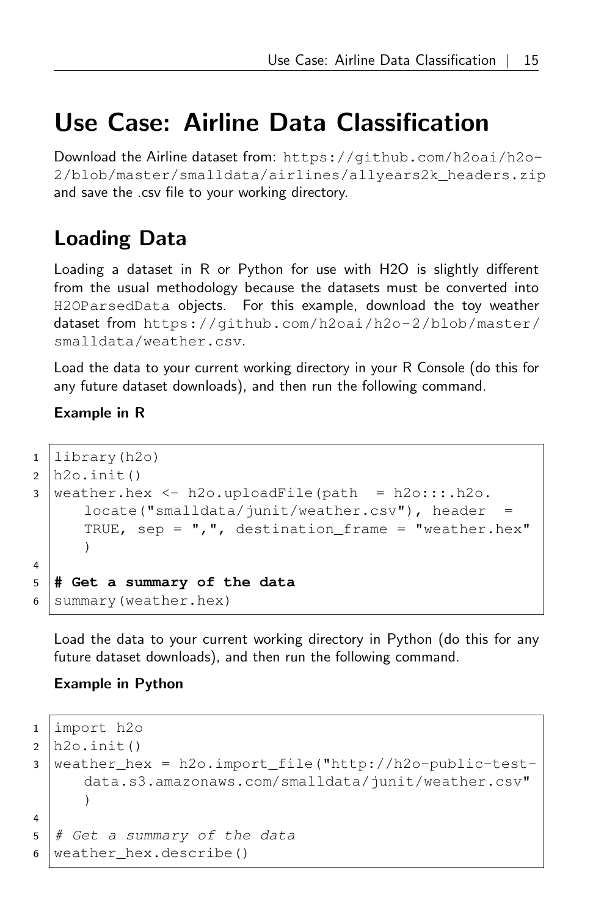# Use Case: Airline Data Classification

Download the Airline dataset from: https://github.com/h2oai/h2o-2/blob/master/smalldata/airlines/allyears2k_headers.zip and save the .csv file to your working directory.

## Loading Data

Loading a dataset in R or Python for use with H2O is slightly different from the usual methodology because the datasets must be converted into H2OParsedData objects. For this example, download the toy weather dataset from https://github.com/h2oai/h2o-2/blob/master/smalldata/weather.csv.

Load the data to your current working directory in your R Console (do this for any future dataset downloads), and then run the following command.

**Example in R**

```r
library(h2o)
h2o.init()
weather.hex <- h2o.uploadFile(path  = h2o:::.h2o.
    locate("smalldata/junit/weather.csv"), header  =
    TRUE, sep = ",", destination_frame = "weather.hex"
    )

# Get a summary of the data
summary(weather.hex)
```

Load the data to your current working directory in Python (do this for any future dataset downloads), and then run the following command.

**Example in Python**

```python
import h2o
h2o.init()
weather_hex = h2o.import_file("http://h2o-public-test-
    data.s3.amazonaws.com/smalldata/junit/weather.csv"
    )

# Get a summary of the data
weather_hex.describe()
```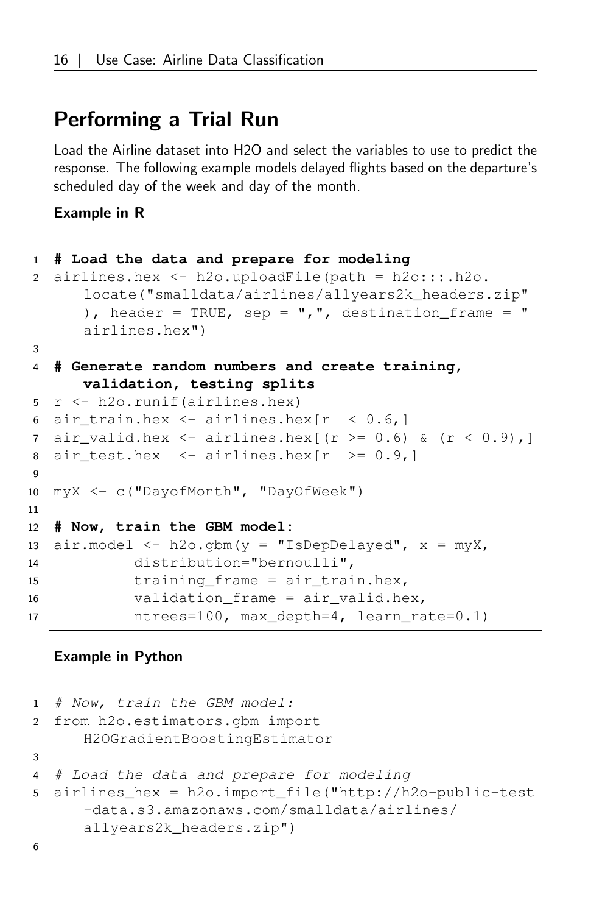## Performing a Trial Run

Load the Airline dataset into H2O and select the variables to use to predict the response. The following example models delayed flights based on the departure's scheduled day of the week and day of the month.

**Example in R**

```r
# Load the data and prepare for modeling
airlines.hex <- h2o.uploadFile(path = h2o:::.h2o.
    locate("smalldata/airlines/allyears2k_headers.zip"
    ), header = TRUE, sep = ",", destination_frame = "
    airlines.hex")

# Generate random numbers and create training,
    validation, testing splits
r <- h2o.runif(airlines.hex)
air_train.hex <- airlines.hex[r  < 0.6,]
air_valid.hex <- airlines.hex[(r >= 0.6) & (r < 0.9),]
air_test.hex  <- airlines.hex[r  >= 0.9,]

myX <- c("DayofMonth", "DayOfWeek")

# Now, train the GBM model:
air.model <- h2o.gbm(y = "IsDepDelayed", x = myX,
          distribution="bernoulli",
          training_frame = air_train.hex,
          validation_frame = air_valid.hex,
          ntrees=100, max_depth=4, learn_rate=0.1)
```

**Example in Python**

```python
# Now, train the GBM model:
from h2o.estimators.gbm import
    H2OGradientBoostingEstimator

# Load the data and prepare for modeling
airlines_hex = h2o.import_file("http://h2o-public-test
    -data.s3.amazonaws.com/smalldata/airlines/
    allyears2k_headers.zip")

```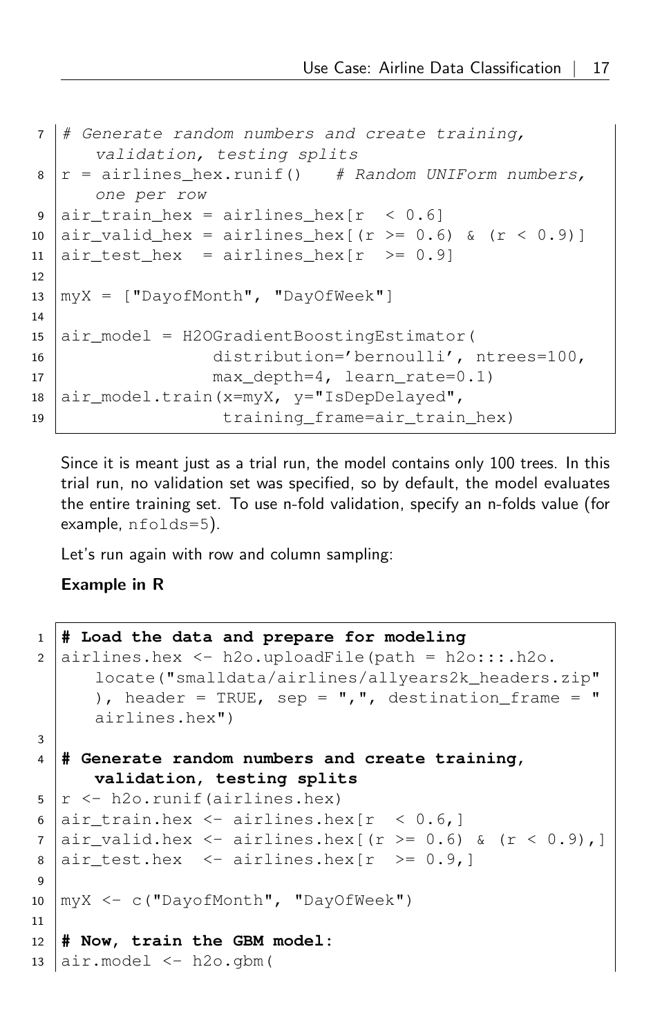```python
# Generate random numbers and create training,
    validation, testing splits
r = airlines_hex.runif()   # Random UNIForm numbers,
    one per row
air_train_hex = airlines_hex[r  < 0.6]
air_valid_hex = airlines_hex[(r >= 0.6) & (r < 0.9)]
air_test_hex  = airlines_hex[r  >= 0.9]

myX = ["DayofMonth", "DayOfWeek"]

air_model = H2OGradientBoostingEstimator(
                distribution='bernoulli', ntrees=100,
                max_depth=4, learn_rate=0.1)
air_model.train(x=myX, y="IsDepDelayed",
                 training_frame=air_train_hex)
```

Since it is meant just as a trial run, the model contains only 100 trees. In this trial run, no validation set was specified, so by default, the model evaluates the entire training set. To use n-fold validation, specify an n-folds value (for example, `nfolds=5`).

Let's run again with row and column sampling:

**Example in R**

```r
# Load the data and prepare for modeling
airlines.hex <- h2o.uploadFile(path = h2o:::.h2o.
    locate("smalldata/airlines/allyears2k_headers.zip"
    ), header = TRUE, sep = ",", destination_frame = "
    airlines.hex")

# Generate random numbers and create training,
    validation, testing splits
r <- h2o.runif(airlines.hex)
air_train.hex <- airlines.hex[r  < 0.6,]
air_valid.hex <- airlines.hex[(r >= 0.6) & (r < 0.9),]
air_test.hex  <- airlines.hex[r  >= 0.9,]

myX <- c("DayofMonth", "DayOfWeek")

# Now, train the GBM model:
air.model <- h2o.gbm(
```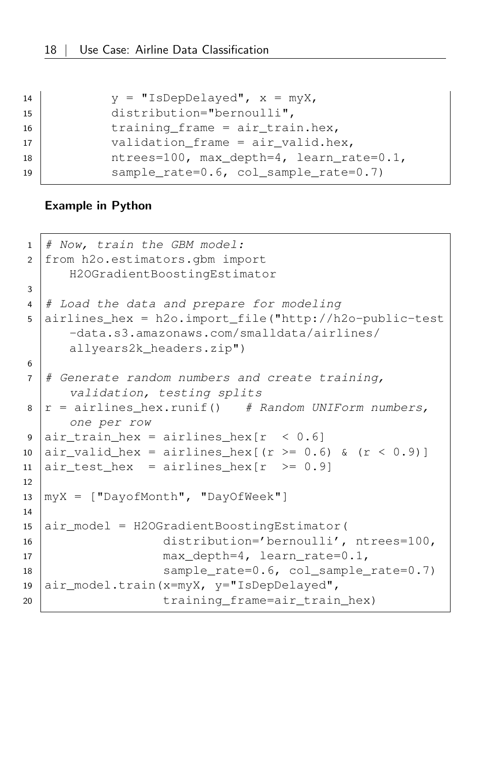```
        y = "IsDepDelayed", x = myX,
        distribution="bernoulli",
        training_frame = air_train.hex,
        validation_frame = air_valid.hex,
        ntrees=100, max_depth=4, learn_rate=0.1,
        sample_rate=0.6, col_sample_rate=0.7)
```

**Example in Python**

```
# Now, train the GBM model:
from h2o.estimators.gbm import
    H2OGradientBoostingEstimator

# Load the data and prepare for modeling
airlines_hex = h2o.import_file("http://h2o-public-test
    -data.s3.amazonaws.com/smalldata/airlines/
    allyears2k_headers.zip")

# Generate random numbers and create training,
    validation, testing splits
r = airlines_hex.runif()   # Random UNIForm numbers,
    one per row
air_train_hex = airlines_hex[r  < 0.6]
air_valid_hex = airlines_hex[(r >= 0.6) & (r < 0.9)]
air_test_hex  = airlines_hex[r  >= 0.9]

myX = ["DayofMonth", "DayOfWeek"]

air_model = H2OGradientBoostingEstimator(
            distribution='bernoulli', ntrees=100,
            max_depth=4, learn_rate=0.1,
            sample_rate=0.6, col_sample_rate=0.7)
air_model.train(x=myX, y="IsDepDelayed",
            training_frame=air_train_hex)
```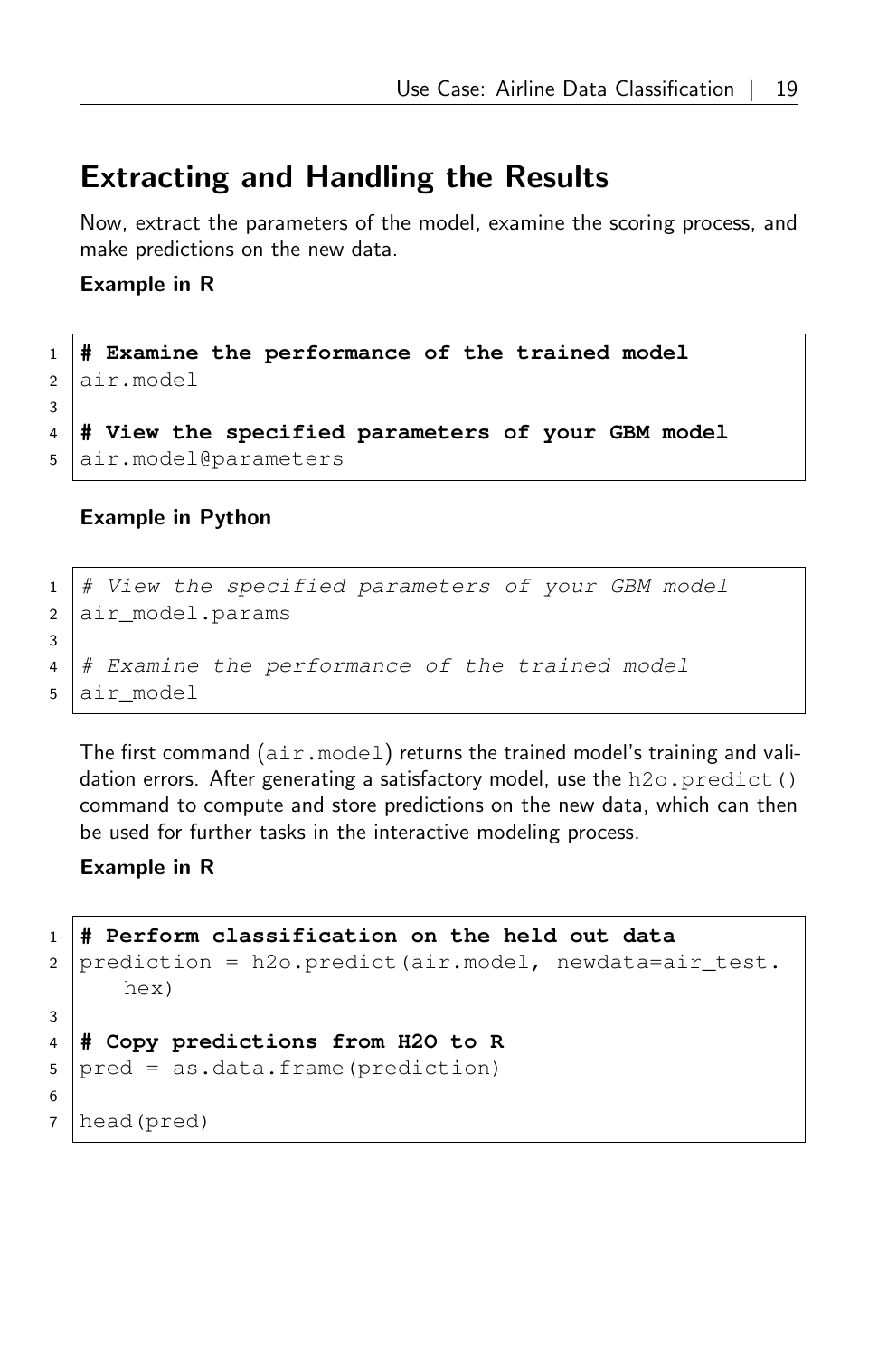## Extracting and Handling the Results

Now, extract the parameters of the model, examine the scoring process, and make predictions on the new data.

**Example in R**

```r
# Examine the performance of the trained model
air.model

# View the specified parameters of your GBM model
air.model@parameters
```

**Example in Python**

```python
# View the specified parameters of your GBM model
air_model.params

# Examine the performance of the trained model
air_model
```

The first command (`air.model`) returns the trained model's training and validation errors. After generating a satisfactory model, use the `h2o.predict()` command to compute and store predictions on the new data, which can then be used for further tasks in the interactive modeling process.

**Example in R**

```r
# Perform classification on the held out data
prediction = h2o.predict(air.model, newdata=air_test.
    hex)

# Copy predictions from H2O to R
pred = as.data.frame(prediction)

head(pred)
```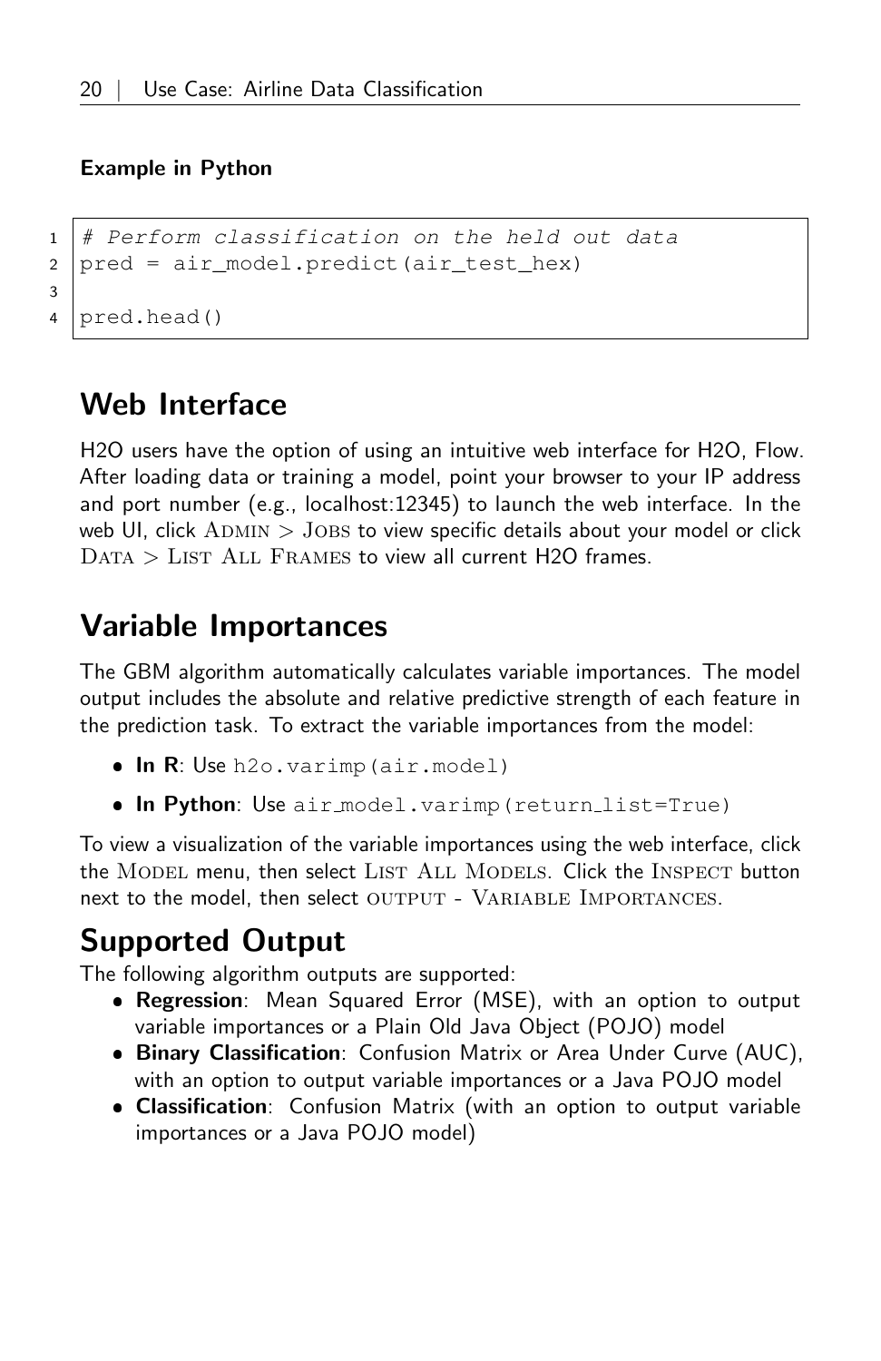#### Example in Python

```python
# Perform classification on the held out data
pred = air_model.predict(air_test_hex)

pred.head()
```

## Web Interface

H2O users have the option of using an intuitive web interface for H2O, Flow. After loading data or training a model, point your browser to your IP address and port number (e.g., localhost:12345) to launch the web interface. In the web UI, click Admin > Jobs to view specific details about your model or click Data > List All Frames to view all current H2O frames.

## Variable Importances

The GBM algorithm automatically calculates variable importances. The model output includes the absolute and relative predictive strength of each feature in the prediction task. To extract the variable importances from the model:

- **In R**: Use `h2o.varimp(air.model)`
- **In Python**: Use `air_model.varimp(return_list=True)`

To view a visualization of the variable importances using the web interface, click the Model menu, then select List All Models. Click the Inspect button next to the model, then select output - Variable Importances.

## Supported Output

The following algorithm outputs are supported:

- **Regression**: Mean Squared Error (MSE), with an option to output variable importances or a Plain Old Java Object (POJO) model
- **Binary Classification**: Confusion Matrix or Area Under Curve (AUC), with an option to output variable importances or a Java POJO model
- **Classification**: Confusion Matrix (with an option to output variable importances or a Java POJO model)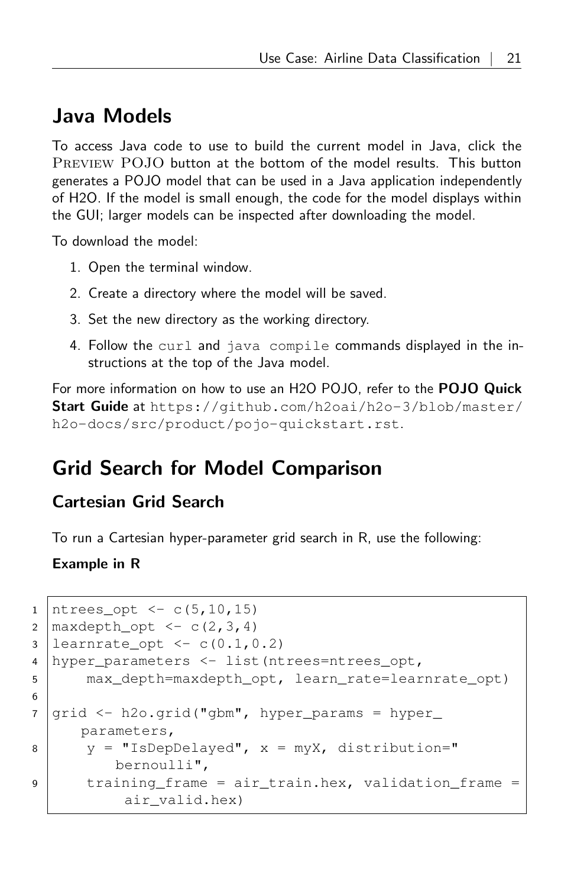## Java Models

To access Java code to use to build the current model in Java, click the PREVIEW POJO button at the bottom of the model results. This button generates a POJO model that can be used in a Java application independently of H2O. If the model is small enough, the code for the model displays within the GUI; larger models can be inspected after downloading the model.

To download the model:

1. Open the terminal window.
2. Create a directory where the model will be saved.
3. Set the new directory as the working directory.
4. Follow the `curl` and `java compile` commands displayed in the instructions at the top of the Java model.

For more information on how to use an H2O POJO, refer to the **POJO Quick Start Guide** at `https://github.com/h2oai/h2o-3/blob/master/h2o-docs/src/product/pojo-quickstart.rst`.

## Grid Search for Model Comparison

### Cartesian Grid Search

To run a Cartesian hyper-parameter grid search in R, use the following:

**Example in R**

```
ntrees_opt <- c(5,10,15)
maxdepth_opt <- c(2,3,4)
learnrate_opt <- c(0.1,0.2)
hyper_parameters <- list(ntrees=ntrees_opt,
    max_depth=maxdepth_opt, learn_rate=learnrate_opt)

grid <- h2o.grid("gbm", hyper_params = hyper_parameters,
    y = "IsDepDelayed", x = myX, distribution="bernoulli",
    training_frame = air_train.hex, validation_frame = air_valid.hex)
```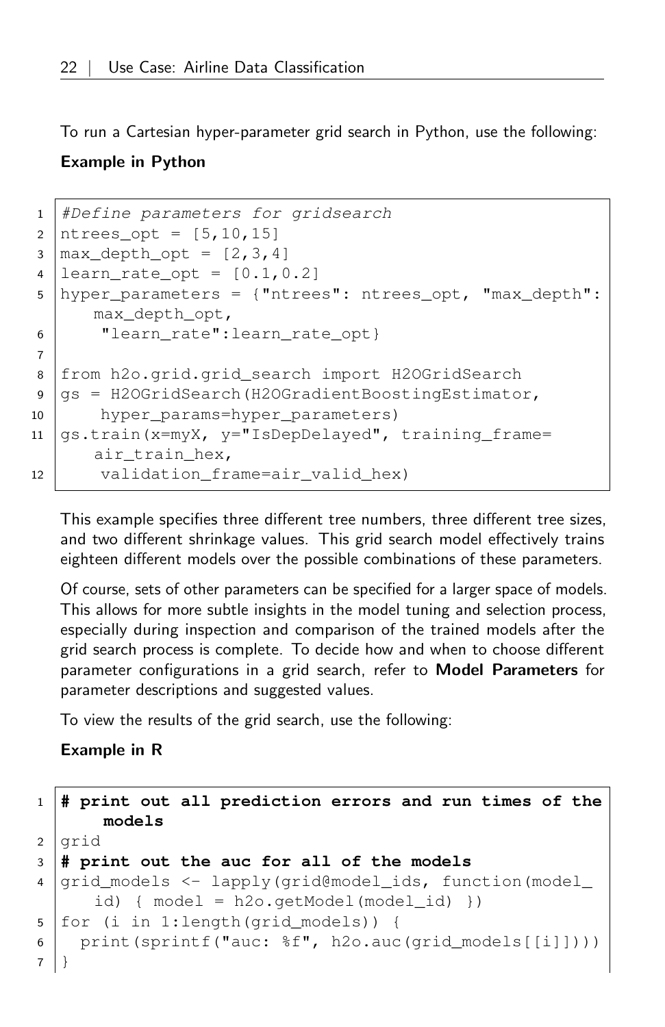To run a Cartesian hyper-parameter grid search in Python, use the following:

**Example in Python**

```
#Define parameters for gridsearch
ntrees_opt = [5,10,15]
max_depth_opt = [2,3,4]
learn_rate_opt = [0.1,0.2]
hyper_parameters = {"ntrees": ntrees_opt, "max_depth":
    max_depth_opt,
     "learn_rate":learn_rate_opt}

from h2o.grid.grid_search import H2OGridSearch
gs = H2OGridSearch(H2OGradientBoostingEstimator,
     hyper_params=hyper_parameters)
gs.train(x=myX, y="IsDepDelayed", training_frame=
    air_train_hex,
     validation_frame=air_valid_hex)
```

This example specifies three different tree numbers, three different tree sizes, and two different shrinkage values. This grid search model effectively trains eighteen different models over the possible combinations of these parameters.

Of course, sets of other parameters can be specified for a larger space of models. This allows for more subtle insights in the model tuning and selection process, especially during inspection and comparison of the trained models after the grid search process is complete. To decide how and when to choose different parameter configurations in a grid search, refer to **Model Parameters** for parameter descriptions and suggested values.

To view the results of the grid search, use the following:

**Example in R**

```
# print out all prediction errors and run times of the
    models
grid
# print out the auc for all of the models
grid_models <- lapply(grid@model_ids, function(model_
    id) { model = h2o.getModel(model_id) })
for (i in 1:length(grid_models)) {
  print(sprintf("auc: %f", h2o.auc(grid_models[[i]])))
}
```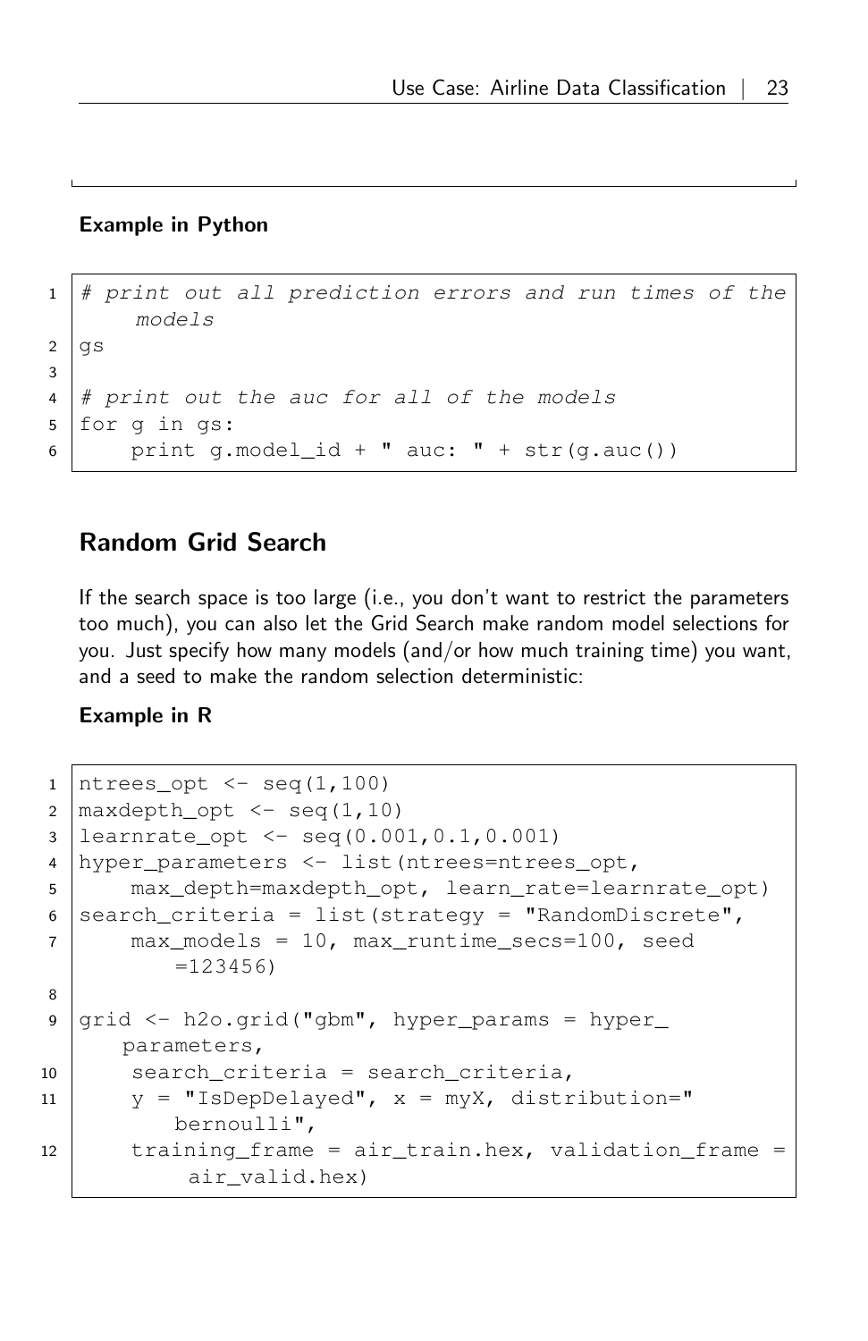**Example in Python**

```
# print out all prediction errors and run times of the models
gs

# print out the auc for all of the models
for g in gs:
    print g.model_id + " auc: " + str(g.auc())
```

## Random Grid Search

If the search space is too large (i.e., you don't want to restrict the parameters too much), you can also let the Grid Search make random model selections for you. Just specify how many models (and/or how much training time) you want, and a seed to make the random selection deterministic:

**Example in R**

```
ntrees_opt <- seq(1,100)
maxdepth_opt <- seq(1,10)
learnrate_opt <- seq(0.001,0.1,0.001)
hyper_parameters <- list(ntrees=ntrees_opt,
    max_depth=maxdepth_opt, learn_rate=learnrate_opt)
search_criteria = list(strategy = "RandomDiscrete",
    max_models = 10, max_runtime_secs=100, seed=123456)

grid <- h2o.grid("gbm", hyper_params = hyper_parameters,
    search_criteria = search_criteria,
    y = "IsDepDelayed", x = myX, distribution="bernoulli",
    training_frame = air_train.hex, validation_frame = air_valid.hex)
```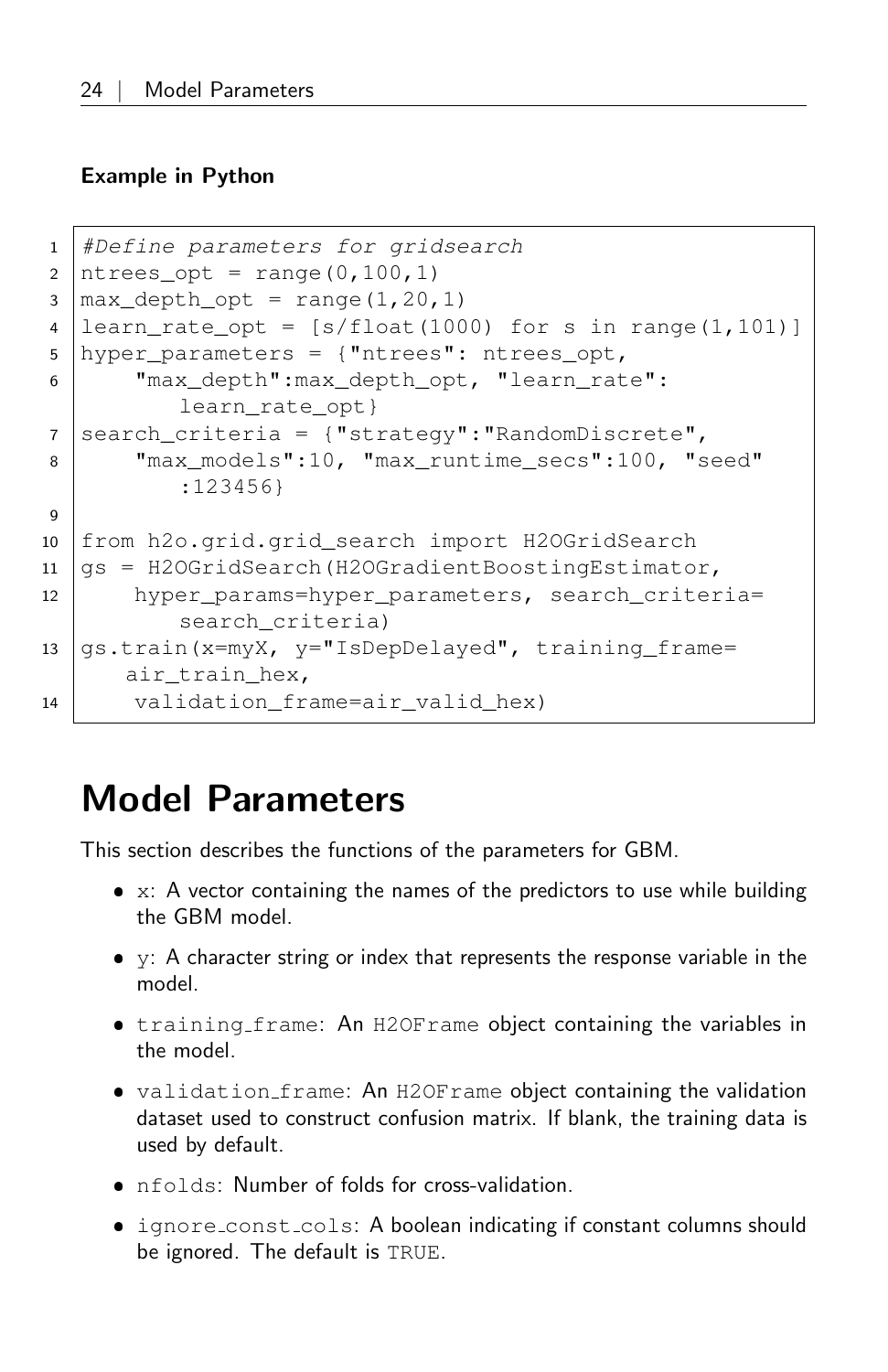**Example in Python**

```
#Define parameters for gridsearch
ntrees_opt = range(0,100,1)
max_depth_opt = range(1,20,1)
learn_rate_opt = [s/float(1000) for s in range(1,101)]
hyper_parameters = {"ntrees": ntrees_opt,
    "max_depth":max_depth_opt, "learn_rate":
        learn_rate_opt}
search_criteria = {"strategy":"RandomDiscrete",
    "max_models":10, "max_runtime_secs":100, "seed"
        :123456}

from h2o.grid.grid_search import H2OGridSearch
gs = H2OGridSearch(H2OGradientBoostingEstimator,
    hyper_params=hyper_parameters, search_criteria=
        search_criteria)
gs.train(x=myX, y="IsDepDelayed", training_frame=
    air_train_hex,
    validation_frame=air_valid_hex)
```

# Model Parameters

This section describes the functions of the parameters for GBM.

- `x`: A vector containing the names of the predictors to use while building the GBM model.
- `y`: A character string or index that represents the response variable in the model.
- `training_frame`: An `H2OFrame` object containing the variables in the model.
- `validation_frame`: An `H2OFrame` object containing the validation dataset used to construct confusion matrix. If blank, the training data is used by default.
- `nfolds`: Number of folds for cross-validation.
- `ignore_const_cols`: A boolean indicating if constant columns should be ignored. The default is `TRUE`.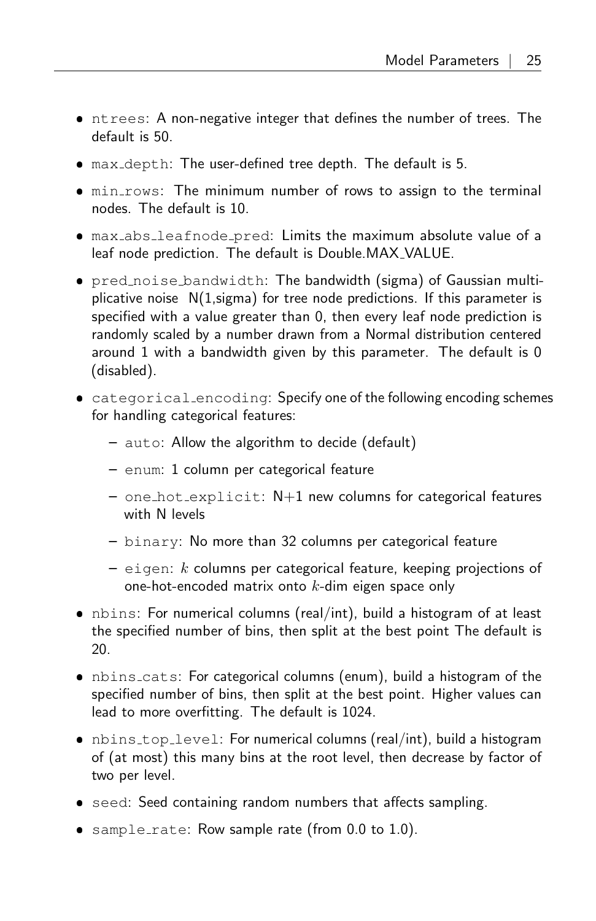- `ntrees`: A non-negative integer that defines the number of trees. The default is 50.
- `max_depth`: The user-defined tree depth. The default is 5.
- `min_rows`: The minimum number of rows to assign to the terminal nodes. The default is 10.
- `max_abs_leafnode_pred`: Limits the maximum absolute value of a leaf node prediction. The default is Double.MAX_VALUE.
- `pred_noise_bandwidth`: The bandwidth (sigma) of Gaussian multiplicative noise N(1,sigma) for tree node predictions. If this parameter is specified with a value greater than 0, then every leaf node prediction is randomly scaled by a number drawn from a Normal distribution centered around 1 with a bandwidth given by this parameter. The default is 0 (disabled).
- `categorical_encoding`: Specify one of the following encoding schemes for handling categorical features:
  - `auto`: Allow the algorithm to decide (default)
  - `enum`: 1 column per categorical feature
  - `one_hot_explicit`: N+1 new columns for categorical features with N levels
  - `binary`: No more than 32 columns per categorical feature
  - `eigen`: $k$ columns per categorical feature, keeping projections of one-hot-encoded matrix onto $k$-dim eigen space only
- `nbins`: For numerical columns (real/int), build a histogram of at least the specified number of bins, then split at the best point The default is 20.
- `nbins_cats`: For categorical columns (enum), build a histogram of the specified number of bins, then split at the best point. Higher values can lead to more overfitting. The default is 1024.
- `nbins_top_level`: For numerical columns (real/int), build a histogram of (at most) this many bins at the root level, then decrease by factor of two per level.
- `seed`: Seed containing random numbers that affects sampling.
- `sample_rate`: Row sample rate (from 0.0 to 1.0).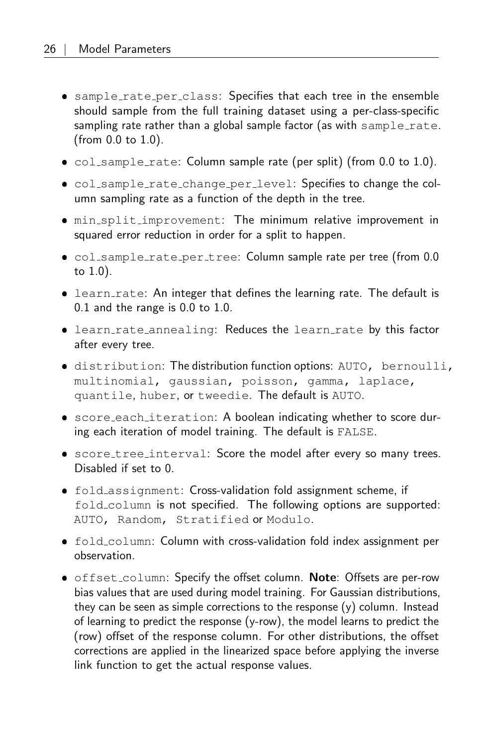- sample_rate_per_class: Specifies that each tree in the ensemble should sample from the full training dataset using a per-class-specific sampling rate rather than a global sample factor (as with sample_rate. (from 0.0 to 1.0).
- col_sample_rate: Column sample rate (per split) (from 0.0 to 1.0).
- col_sample_rate_change_per_level: Specifies to change the column sampling rate as a function of the depth in the tree.
- min_split_improvement: The minimum relative improvement in squared error reduction in order for a split to happen.
- col_sample_rate_per_tree: Column sample rate per tree (from 0.0 to 1.0).
- learn_rate: An integer that defines the learning rate. The default is 0.1 and the range is 0.0 to 1.0.
- learn_rate_annealing: Reduces the learn_rate by this factor after every tree.
- distribution: The distribution function options: AUTO, bernoulli, multinomial, gaussian, poisson, gamma, laplace, quantile, huber, or tweedie. The default is AUTO.
- score_each_iteration: A boolean indicating whether to score during each iteration of model training. The default is FALSE.
- score_tree_interval: Score the model after every so many trees. Disabled if set to 0.
- fold_assignment: Cross-validation fold assignment scheme, if fold_column is not specified. The following options are supported: AUTO, Random, Stratified or Modulo.
- fold_column: Column with cross-validation fold index assignment per observation.
- offset_column: Specify the offset column. **Note**: Offsets are per-row bias values that are used during model training. For Gaussian distributions, they can be seen as simple corrections to the response (y) column. Instead of learning to predict the response (y-row), the model learns to predict the (row) offset of the response column. For other distributions, the offset corrections are applied in the linearized space before applying the inverse link function to get the actual response values.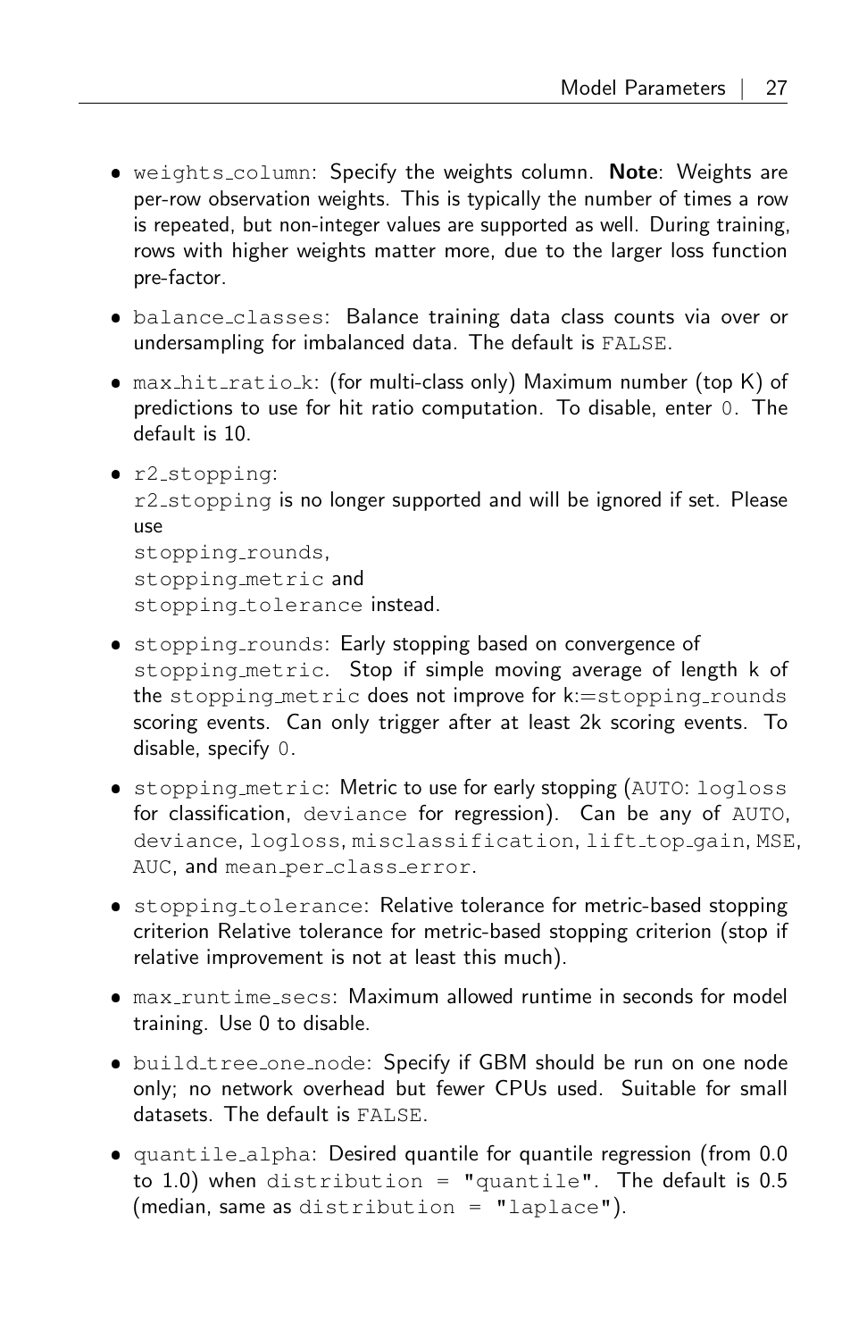- `weights_column`: Specify the weights column. **Note**: Weights are per-row observation weights. This is typically the number of times a row is repeated, but non-integer values are supported as well. During training, rows with higher weights matter more, due to the larger loss function pre-factor.
- `balance_classes`: Balance training data class counts via over or undersampling for imbalanced data. The default is `FALSE`.
- `max_hit_ratio_k`: (for multi-class only) Maximum number (top K) of predictions to use for hit ratio computation. To disable, enter `0`. The default is 10.
- `r2_stopping`:
  `r2_stopping` is no longer supported and will be ignored if set. Please use
  `stopping_rounds`,
  `stopping_metric` and
  `stopping_tolerance` instead.
- `stopping_rounds`: Early stopping based on convergence of `stopping_metric`. Stop if simple moving average of length k of the `stopping_metric` does not improve for k:=`stopping_rounds` scoring events. Can only trigger after at least 2k scoring events. To disable, specify `0`.
- `stopping_metric`: Metric to use for early stopping (`AUTO`: `logloss` for classification, `deviance` for regression). Can be any of `AUTO`, `deviance`, `logloss`, `misclassification`, `lift_top_gain`, `MSE`, `AUC`, and `mean_per_class_error`.
- `stopping_tolerance`: Relative tolerance for metric-based stopping criterion Relative tolerance for metric-based stopping criterion (stop if relative improvement is not at least this much).
- `max_runtime_secs`: Maximum allowed runtime in seconds for model training. Use 0 to disable.
- `build_tree_one_node`: Specify if GBM should be run on one node only; no network overhead but fewer CPUs used. Suitable for small datasets. The default is `FALSE`.
- `quantile_alpha`: Desired quantile for quantile regression (from 0.0 to 1.0) when `distribution = "quantile"`. The default is 0.5 (median, same as `distribution = "laplace"`).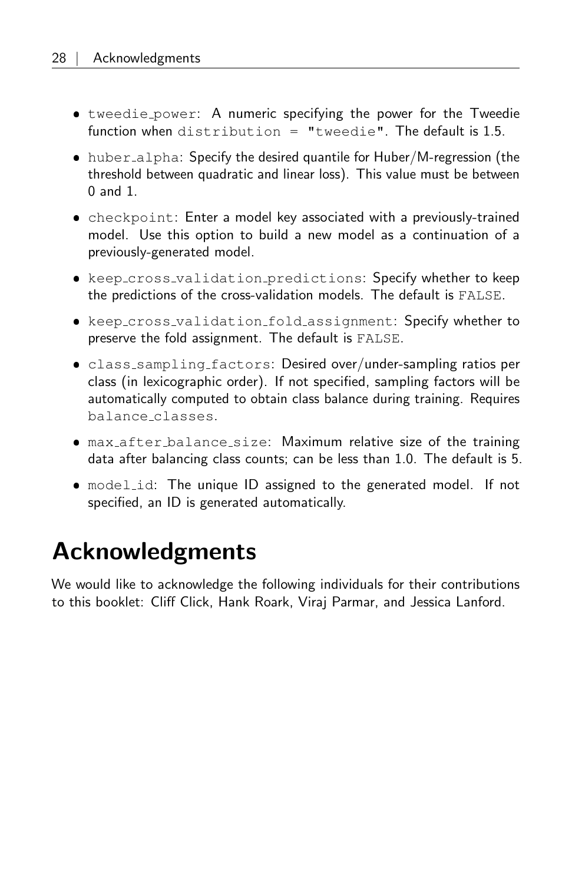- `tweedie_power`: A numeric specifying the power for the Tweedie function when `distribution = "tweedie"`. The default is 1.5.
- `huber_alpha`: Specify the desired quantile for Huber/M-regression (the threshold between quadratic and linear loss). This value must be between 0 and 1.
- `checkpoint`: Enter a model key associated with a previously-trained model. Use this option to build a new model as a continuation of a previously-generated model.
- `keep_cross_validation_predictions`: Specify whether to keep the predictions of the cross-validation models. The default is `FALSE`.
- `keep_cross_validation_fold_assignment`: Specify whether to preserve the fold assignment. The default is `FALSE`.
- `class_sampling_factors`: Desired over/under-sampling ratios per class (in lexicographic order). If not specified, sampling factors will be automatically computed to obtain class balance during training. Requires `balance_classes`.
- `max_after_balance_size`: Maximum relative size of the training data after balancing class counts; can be less than 1.0. The default is 5.
- `model_id`: The unique ID assigned to the generated model. If not specified, an ID is generated automatically.

# Acknowledgments

We would like to acknowledge the following individuals for their contributions to this booklet: Cliff Click, Hank Roark, Viraj Parmar, and Jessica Lanford.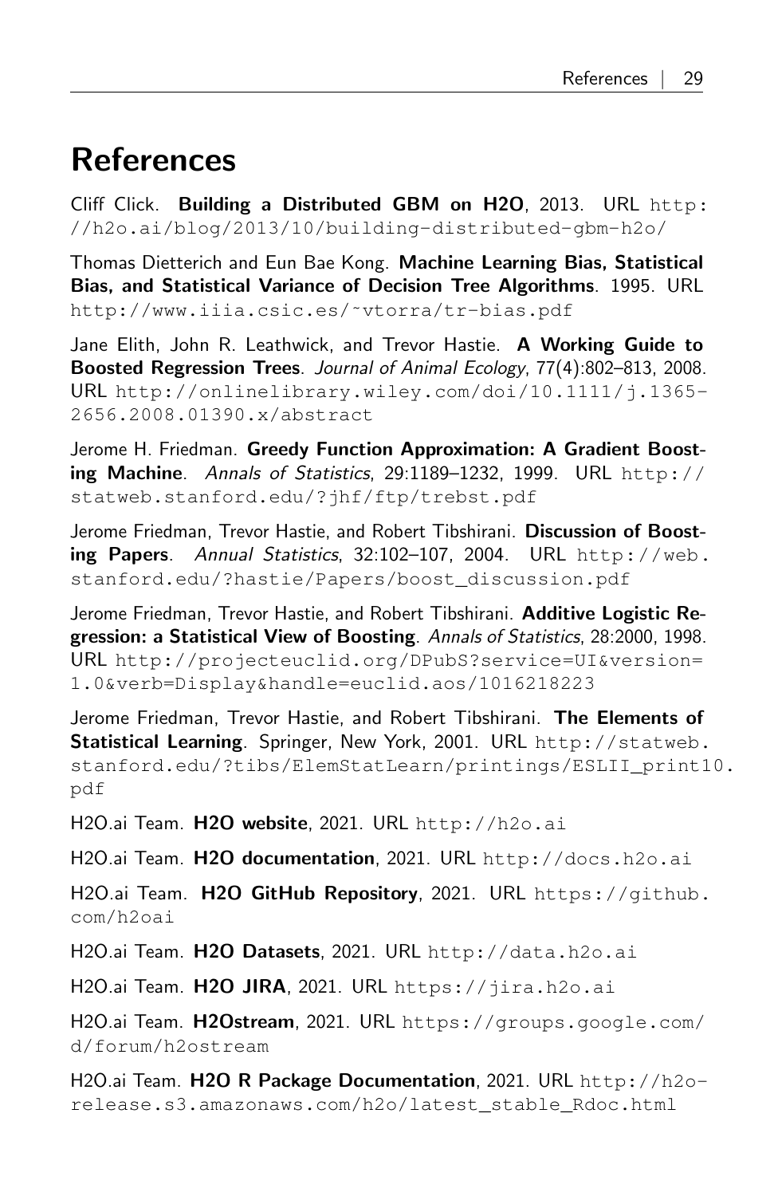# References

Cliff Click. **Building a Distributed GBM on H2O**, 2013. URL http://h2o.ai/blog/2013/10/building-distributed-gbm-h2o/

Thomas Dietterich and Eun Bae Kong. **Machine Learning Bias, Statistical Bias, and Statistical Variance of Decision Tree Algorithms**. 1995. URL http://www.iiia.csic.es/~vtorra/tr-bias.pdf

Jane Elith, John R. Leathwick, and Trevor Hastie. **A Working Guide to Boosted Regression Trees**. *Journal of Animal Ecology*, 77(4):802–813, 2008. URL http://onlinelibrary.wiley.com/doi/10.1111/j.1365-2656.2008.01390.x/abstract

Jerome H. Friedman. **Greedy Function Approximation: A Gradient Boosting Machine**. *Annals of Statistics*, 29:1189–1232, 1999. URL http://statweb.stanford.edu/?jhf/ftp/trebst.pdf

Jerome Friedman, Trevor Hastie, and Robert Tibshirani. **Discussion of Boosting Papers**. *Annual Statistics*, 32:102–107, 2004. URL http://web.stanford.edu/?hastie/Papers/boost_discussion.pdf

Jerome Friedman, Trevor Hastie, and Robert Tibshirani. **Additive Logistic Regression: a Statistical View of Boosting**. *Annals of Statistics*, 28:2000, 1998. URL http://projecteuclid.org/DPubS?service=UI&version=1.0&verb=Display&handle=euclid.aos/1016218223

Jerome Friedman, Trevor Hastie, and Robert Tibshirani. **The Elements of Statistical Learning**. Springer, New York, 2001. URL http://statweb.stanford.edu/?tibs/ElemStatLearn/printings/ESLII_print10.pdf

H2O.ai Team. **H2O website**, 2021. URL http://h2o.ai

H2O.ai Team. **H2O documentation**, 2021. URL http://docs.h2o.ai

H2O.ai Team. **H2O GitHub Repository**, 2021. URL https://github.com/h2oai

H2O.ai Team. **H2O Datasets**, 2021. URL http://data.h2o.ai

H2O.ai Team. **H2O JIRA**, 2021. URL https://jira.h2o.ai

H2O.ai Team. **H2Ostream**, 2021. URL https://groups.google.com/d/forum/h2ostream

H2O.ai Team. **H2O R Package Documentation**, 2021. URL http://h2o-release.s3.amazonaws.com/h2o/latest_stable_Rdoc.html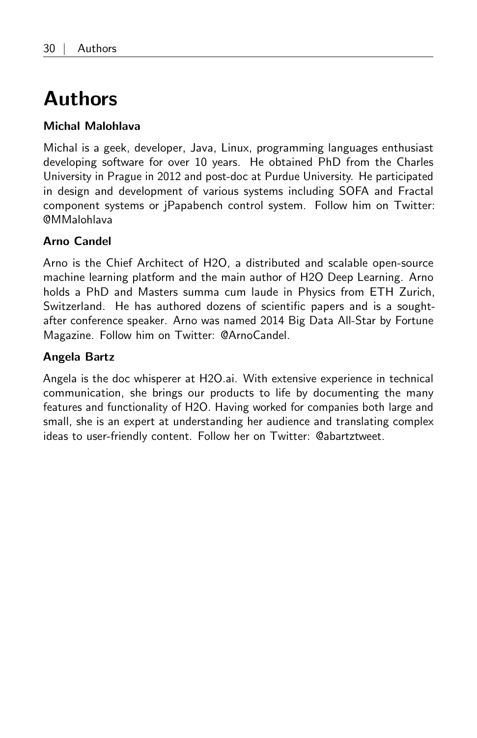# Authors

**Michal Malohlava**

Michal is a geek, developer, Java, Linux, programming languages enthusiast developing software for over 10 years. He obtained PhD from the Charles University in Prague in 2012 and post-doc at Purdue University. He participated in design and development of various systems including SOFA and Fractal component systems or jPapabench control system. Follow him on Twitter: @MMalohlava

**Arno Candel**

Arno is the Chief Architect of H2O, a distributed and scalable open-source machine learning platform and the main author of H2O Deep Learning. Arno holds a PhD and Masters summa cum laude in Physics from ETH Zurich, Switzerland. He has authored dozens of scientific papers and is a sought-after conference speaker. Arno was named 2014 Big Data All-Star by Fortune Magazine. Follow him on Twitter: @ArnoCandel.

**Angela Bartz**

Angela is the doc whisperer at H2O.ai. With extensive experience in technical communication, she brings our products to life by documenting the many features and functionality of H2O. Having worked for companies both large and small, she is an expert at understanding her audience and translating complex ideas to user-friendly content. Follow her on Twitter: @abartztweet.